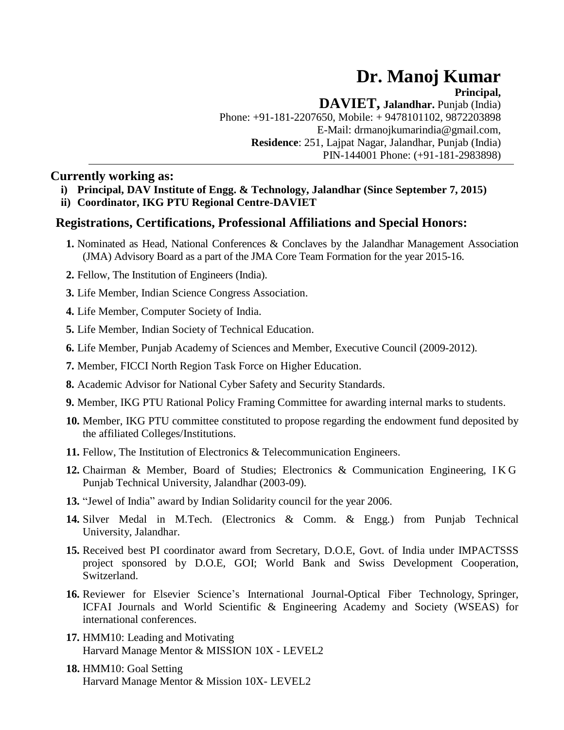# Dr. Manoj Kumar

**Principal,**

**DAVIET, Jalandhar.** Punjab (India)

Phone: +91-181-2207650, Mobile: + 9478101102, 9872203898

E-Mail: drmanojkumarindia@gmail.com,

**Residence**: 251, Lajpat Nagar, Jalandhar, Punjab (India)

PIN-144001 Phone: (+91-181-2983898)

---

## Currently working as:

i) **Principal, DAV Institute of Engg. & Technology, Jalandhar (Since September 7, 2015)**
ii) **Coordinator, IKG PTU Regional Centre-DAVIET**

## Registrations, Certifications, Professional Affiliations and Special Honors:

1. Nominated as Head, National Conferences & Conclaves by the Jalandhar Management Association (JMA) Advisory Board as a part of the JMA Core Team Formation for the year 2015-16.
2. Fellow, The Institution of Engineers (India).
3. Life Member, Indian Science Congress Association.
4. Life Member, Computer Society of India.
5. Life Member, Indian Society of Technical Education.
6. Life Member, Punjab Academy of Sciences and Member, Executive Council (2009-2012).
7. Member, FICCI North Region Task Force on Higher Education.
8. Academic Advisor for National Cyber Safety and Security Standards.
9. Member, IKG PTU Rational Policy Framing Committee for awarding internal marks to students.
10. Member, IKG PTU committee constituted to propose regarding the endowment fund deposited by the affiliated Colleges/Institutions.
11. Fellow, The Institution of Electronics & Telecommunication Engineers.
12. Chairman & Member, Board of Studies; Electronics & Communication Engineering, I K G Punjab Technical University, Jalandhar (2003-09).
13. "Jewel of India" award by Indian Solidarity council for the year 2006.
14. Silver Medal in M.Tech. (Electronics & Comm. & Engg.) from Punjab Technical University, Jalandhar.
15. Received best PI coordinator award from Secretary, D.O.E, Govt. of India under IMPACTSSS project sponsored by D.O.E, GOI; World Bank and Swiss Development Cooperation, Switzerland.
16. Reviewer for Elsevier Science's International Journal-Optical Fiber Technology, Springer, ICFAI Journals and World Scientific & Engineering Academy and Society (WSEAS) for international conferences.
17. HMM10: Leading and Motivating
    Harvard Manage Mentor & MISSION 10X - LEVEL2
18. HMM10: Goal Setting
    Harvard Manage Mentor & Mission 10X- LEVEL2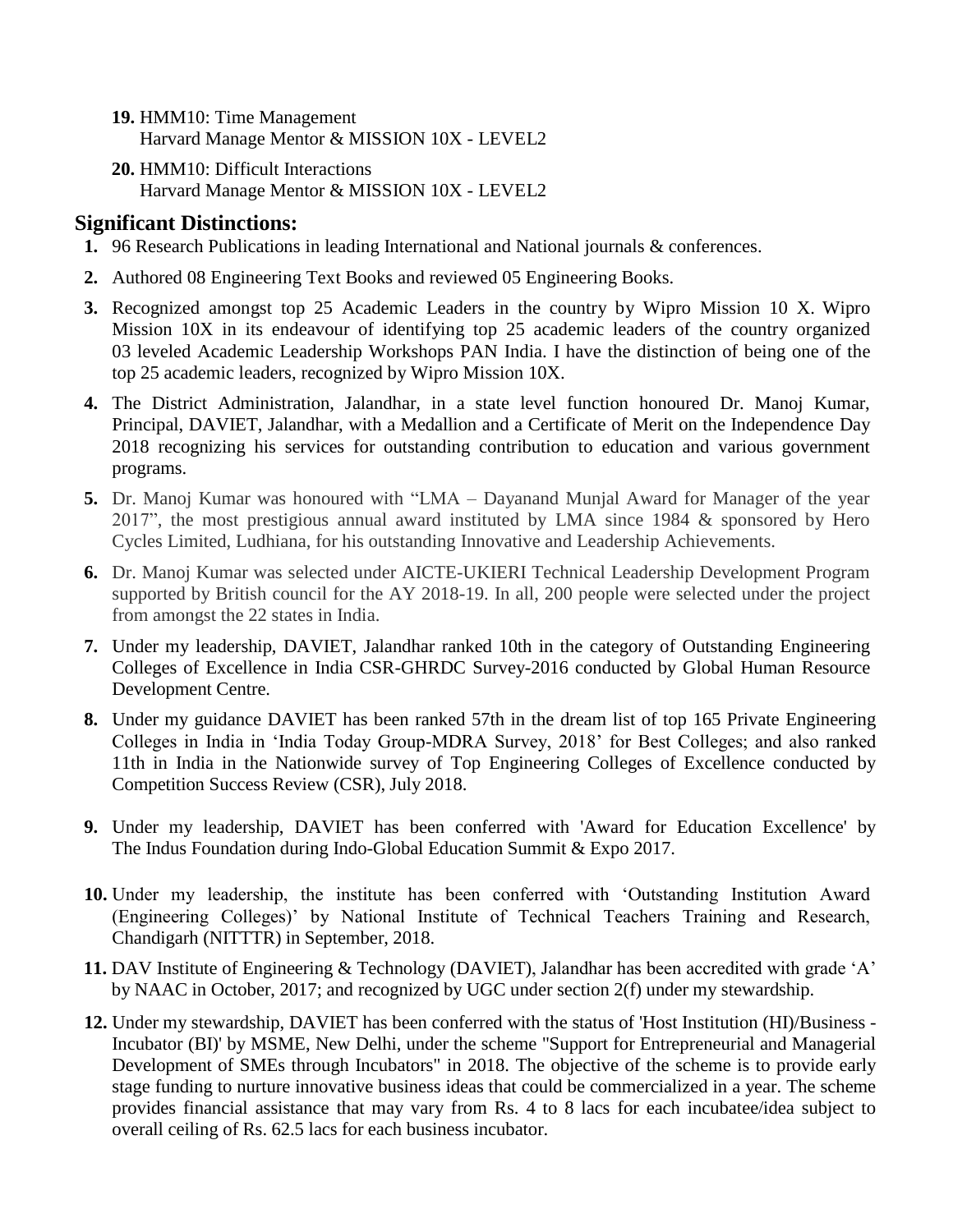19. HMM10: Time Management
    Harvard Manage Mentor & MISSION 10X - LEVEL2

20. HMM10: Difficult Interactions
    Harvard Manage Mentor & MISSION 10X - LEVEL2

## Significant Distinctions:

1. 96 Research Publications in leading International and National journals & conferences.
2. Authored 08 Engineering Text Books and reviewed 05 Engineering Books.
3. Recognized amongst top 25 Academic Leaders in the country by Wipro Mission 10 X. Wipro Mission 10X in its endeavour of identifying top 25 academic leaders of the country organized 03 leveled Academic Leadership Workshops PAN India. I have the distinction of being one of the top 25 academic leaders, recognized by Wipro Mission 10X.
4. The District Administration, Jalandhar, in a state level function honoured Dr. Manoj Kumar, Principal, DAVIET, Jalandhar, with a Medallion and a Certificate of Merit on the Independence Day 2018 recognizing his services for outstanding contribution to education and various government programs.
5. Dr. Manoj Kumar was honoured with "LMA – Dayanand Munjal Award for Manager of the year 2017", the most prestigious annual award instituted by LMA since 1984 & sponsored by Hero Cycles Limited, Ludhiana, for his outstanding Innovative and Leadership Achievements.
6. Dr. Manoj Kumar was selected under AICTE-UKIERI Technical Leadership Development Program supported by British council for the AY 2018-19. In all, 200 people were selected under the project from amongst the 22 states in India.
7. Under my leadership, DAVIET, Jalandhar ranked 10th in the category of Outstanding Engineering Colleges of Excellence in India CSR-GHRDC Survey-2016 conducted by Global Human Resource Development Centre.
8. Under my guidance DAVIET has been ranked 57th in the dream list of top 165 Private Engineering Colleges in India in 'India Today Group-MDRA Survey, 2018' for Best Colleges; and also ranked 11th in India in the Nationwide survey of Top Engineering Colleges of Excellence conducted by Competition Success Review (CSR), July 2018.
9. Under my leadership, DAVIET has been conferred with 'Award for Education Excellence' by The Indus Foundation during Indo-Global Education Summit & Expo 2017.
10. Under my leadership, the institute has been conferred with 'Outstanding Institution Award (Engineering Colleges)' by National Institute of Technical Teachers Training and Research, Chandigarh (NITTTR) in September, 2018.
11. DAV Institute of Engineering & Technology (DAVIET), Jalandhar has been accredited with grade 'A' by NAAC in October, 2017; and recognized by UGC under section 2(f) under my stewardship.
12. Under my stewardship, DAVIET has been conferred with the status of 'Host Institution (HI)/Business - Incubator (BI)' by MSME, New Delhi, under the scheme "Support for Entrepreneurial and Managerial Development of SMEs through Incubators" in 2018. The objective of the scheme is to provide early stage funding to nurture innovative business ideas that could be commercialized in a year. The scheme provides financial assistance that may vary from Rs. 4 to 8 lacs for each incubatee/idea subject to overall ceiling of Rs. 62.5 lacs for each business incubator.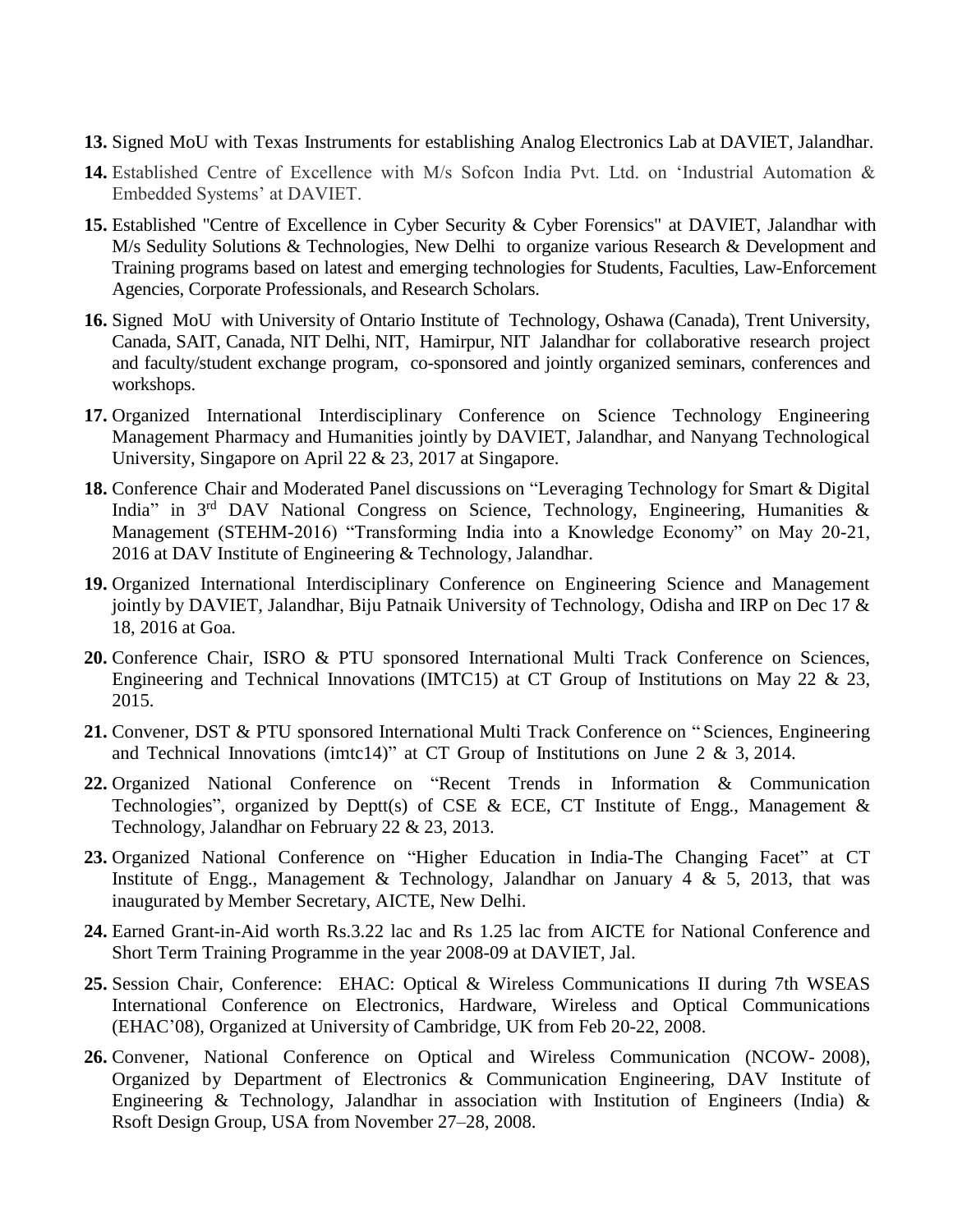13. Signed MoU with Texas Instruments for establishing Analog Electronics Lab at DAVIET, Jalandhar.
14. Established Centre of Excellence with M/s Sofcon India Pvt. Ltd. on 'Industrial Automation & Embedded Systems' at DAVIET.
15. Established "Centre of Excellence in Cyber Security & Cyber Forensics" at DAVIET, Jalandhar with M/s Sedulity Solutions & Technologies, New Delhi to organize various Research & Development and Training programs based on latest and emerging technologies for Students, Faculties, Law-Enforcement Agencies, Corporate Professionals, and Research Scholars.
16. Signed MoU with University of Ontario Institute of Technology, Oshawa (Canada), Trent University, Canada, SAIT, Canada, NIT Delhi, NIT, Hamirpur, NIT Jalandhar for collaborative research project and faculty/student exchange program, co-sponsored and jointly organized seminars, conferences and workshops.
17. Organized International Interdisciplinary Conference on Science Technology Engineering Management Pharmacy and Humanities jointly by DAVIET, Jalandhar, and Nanyang Technological University, Singapore on April 22 & 23, 2017 at Singapore.
18. Conference Chair and Moderated Panel discussions on "Leveraging Technology for Smart & Digital India" in 3rd DAV National Congress on Science, Technology, Engineering, Humanities & Management (STEHM-2016) "Transforming India into a Knowledge Economy" on May 20-21, 2016 at DAV Institute of Engineering & Technology, Jalandhar.
19. Organized International Interdisciplinary Conference on Engineering Science and Management jointly by DAVIET, Jalandhar, Biju Patnaik University of Technology, Odisha and IRP on Dec 17 & 18, 2016 at Goa.
20. Conference Chair, ISRO & PTU sponsored International Multi Track Conference on Sciences, Engineering and Technical Innovations (IMTC15) at CT Group of Institutions on May 22 & 23, 2015.
21. Convener, DST & PTU sponsored International Multi Track Conference on "Sciences, Engineering and Technical Innovations (imtc14)" at CT Group of Institutions on June 2 & 3, 2014.
22. Organized National Conference on "Recent Trends in Information & Communication Technologies", organized by Deptt(s) of CSE & ECE, CT Institute of Engg., Management & Technology, Jalandhar on February 22 & 23, 2013.
23. Organized National Conference on "Higher Education in India-The Changing Facet" at CT Institute of Engg., Management & Technology, Jalandhar on January 4 & 5, 2013, that was inaugurated by Member Secretary, AICTE, New Delhi.
24. Earned Grant-in-Aid worth Rs.3.22 lac and Rs 1.25 lac from AICTE for National Conference and Short Term Training Programme in the year 2008-09 at DAVIET, Jal.
25. Session Chair, Conference: EHAC: Optical & Wireless Communications II during 7th WSEAS International Conference on Electronics, Hardware, Wireless and Optical Communications (EHAC'08), Organized at University of Cambridge, UK from Feb 20-22, 2008.
26. Convener, National Conference on Optical and Wireless Communication (NCOW- 2008), Organized by Department of Electronics & Communication Engineering, DAV Institute of Engineering & Technology, Jalandhar in association with Institution of Engineers (India) & Rsoft Design Group, USA from November 27–28, 2008.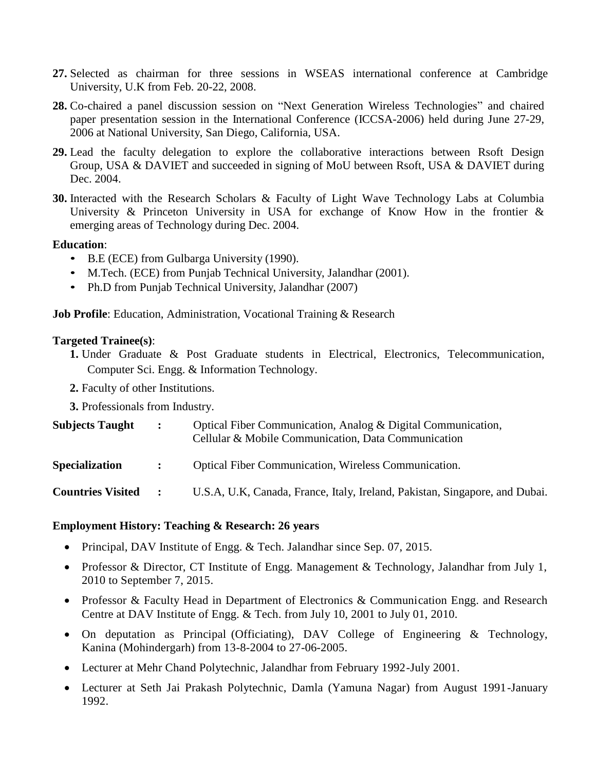27. Selected as chairman for three sessions in WSEAS international conference at Cambridge University, U.K from Feb. 20-22, 2008.

28. Co-chaired a panel discussion session on "Next Generation Wireless Technologies" and chaired paper presentation session in the International Conference (ICCSA-2006) held during June 27-29, 2006 at National University, San Diego, California, USA.

29. Lead the faculty delegation to explore the collaborative interactions between Rsoft Design Group, USA & DAVIET and succeeded in signing of MoU between Rsoft, USA & DAVIET during Dec. 2004.

30. Interacted with the Research Scholars & Faculty of Light Wave Technology Labs at Columbia University & Princeton University in USA for exchange of Know How in the frontier & emerging areas of Technology during Dec. 2004.

**Education**:

- B.E (ECE) from Gulbarga University (1990).
- M.Tech. (ECE) from Punjab Technical University, Jalandhar (2001).
- Ph.D from Punjab Technical University, Jalandhar (2007)

**Job Profile**: Education, Administration, Vocational Training & Research

**Targeted Trainee(s)**:

1. Under Graduate & Post Graduate students in Electrical, Electronics, Telecommunication, Computer Sci. Engg. & Information Technology.
2. Faculty of other Institutions.
3. Professionals from Industry.

**Subjects Taught** : Optical Fiber Communication, Analog & Digital Communication, Cellular & Mobile Communication, Data Communication

**Specialization** : Optical Fiber Communication, Wireless Communication.

**Countries Visited** : U.S.A, U.K, Canada, France, Italy, Ireland, Pakistan, Singapore, and Dubai.

**Employment History: Teaching & Research: 26 years**

- Principal, DAV Institute of Engg. & Tech. Jalandhar since Sep. 07, 2015.
- Professor & Director, CT Institute of Engg. Management & Technology, Jalandhar from July 1, 2010 to September 7, 2015.
- Professor & Faculty Head in Department of Electronics & Communication Engg. and Research Centre at DAV Institute of Engg. & Tech. from July 10, 2001 to July 01, 2010.
- On deputation as Principal (Officiating), DAV College of Engineering & Technology, Kanina (Mohindergarh) from 13-8-2004 to 27-06-2005.
- Lecturer at Mehr Chand Polytechnic, Jalandhar from February 1992-July 2001.
- Lecturer at Seth Jai Prakash Polytechnic, Damla (Yamuna Nagar) from August 1991-January 1992.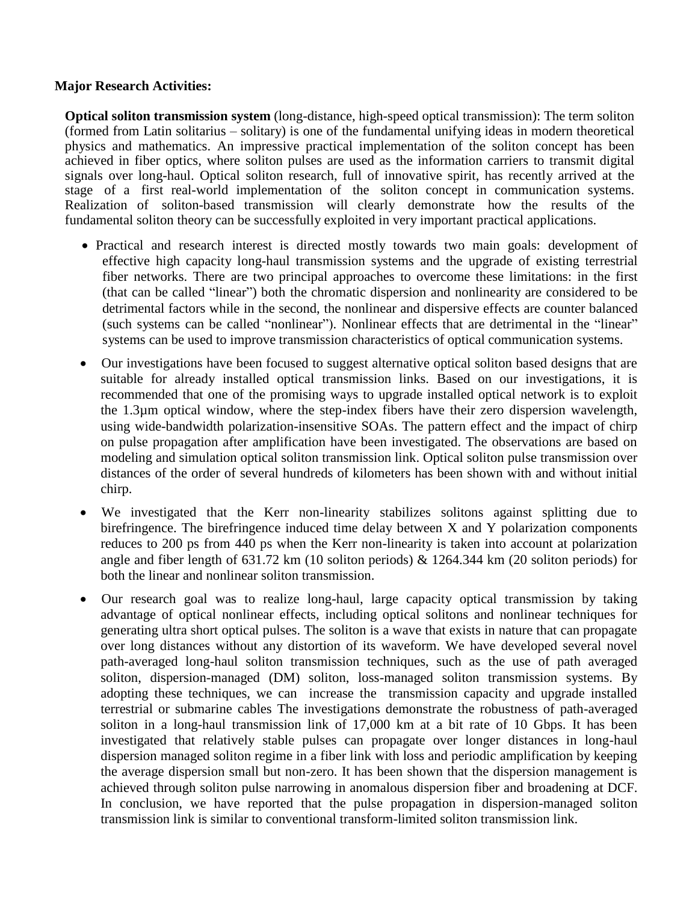**Major Research Activities:**

**Optical soliton transmission system** (long-distance, high-speed optical transmission): The term soliton (formed from Latin solitarius – solitary) is one of the fundamental unifying ideas in modern theoretical physics and mathematics. An impressive practical implementation of the soliton concept has been achieved in fiber optics, where soliton pulses are used as the information carriers to transmit digital signals over long-haul. Optical soliton research, full of innovative spirit, has recently arrived at the stage of a first real-world implementation of the soliton concept in communication systems. Realization of soliton-based transmission will clearly demonstrate how the results of the fundamental soliton theory can be successfully exploited in very important practical applications.

- Practical and research interest is directed mostly towards two main goals: development of effective high capacity long-haul transmission systems and the upgrade of existing terrestrial fiber networks. There are two principal approaches to overcome these limitations: in the first (that can be called "linear") both the chromatic dispersion and nonlinearity are considered to be detrimental factors while in the second, the nonlinear and dispersive effects are counter balanced (such systems can be called "nonlinear"). Nonlinear effects that are detrimental in the "linear" systems can be used to improve transmission characteristics of optical communication systems.
- Our investigations have been focused to suggest alternative optical soliton based designs that are suitable for already installed optical transmission links. Based on our investigations, it is recommended that one of the promising ways to upgrade installed optical network is to exploit the 1.3μm optical window, where the step-index fibers have their zero dispersion wavelength, using wide-bandwidth polarization-insensitive SOAs. The pattern effect and the impact of chirp on pulse propagation after amplification have been investigated. The observations are based on modeling and simulation optical soliton transmission link. Optical soliton pulse transmission over distances of the order of several hundreds of kilometers has been shown with and without initial chirp.
- We investigated that the Kerr non-linearity stabilizes solitons against splitting due to birefringence. The birefringence induced time delay between X and Y polarization components reduces to 200 ps from 440 ps when the Kerr non-linearity is taken into account at polarization angle and fiber length of 631.72 km (10 soliton periods) & 1264.344 km (20 soliton periods) for both the linear and nonlinear soliton transmission.
- Our research goal was to realize long-haul, large capacity optical transmission by taking advantage of optical nonlinear effects, including optical solitons and nonlinear techniques for generating ultra short optical pulses. The soliton is a wave that exists in nature that can propagate over long distances without any distortion of its waveform. We have developed several novel path-averaged long-haul soliton transmission techniques, such as the use of path averaged soliton, dispersion-managed (DM) soliton, loss-managed soliton transmission systems. By adopting these techniques, we can increase the transmission capacity and upgrade installed terrestrial or submarine cables The investigations demonstrate the robustness of path-averaged soliton in a long-haul transmission link of 17,000 km at a bit rate of 10 Gbps. It has been investigated that relatively stable pulses can propagate over longer distances in long-haul dispersion managed soliton regime in a fiber link with loss and periodic amplification by keeping the average dispersion small but non-zero. It has been shown that the dispersion management is achieved through soliton pulse narrowing in anomalous dispersion fiber and broadening at DCF. In conclusion, we have reported that the pulse propagation in dispersion-managed soliton transmission link is similar to conventional transform-limited soliton transmission link.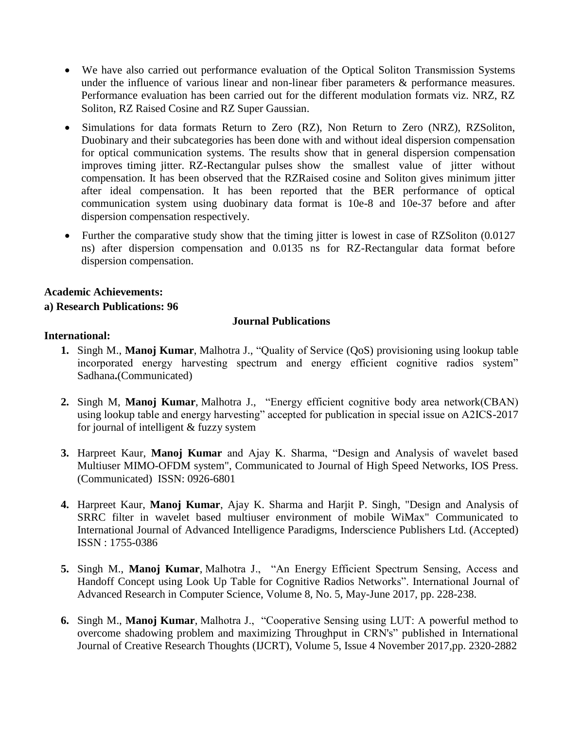- We have also carried out performance evaluation of the Optical Soliton Transmission Systems under the influence of various linear and non-linear fiber parameters & performance measures. Performance evaluation has been carried out for the different modulation formats viz. NRZ, RZ Soliton, RZ Raised Cosine and RZ Super Gaussian.

- Simulations for data formats Return to Zero (RZ), Non Return to Zero (NRZ), RZSoliton, Duobinary and their subcategories has been done with and without ideal dispersion compensation for optical communication systems. The results show that in general dispersion compensation improves timing jitter. RZ-Rectangular pulses show the smallest value of jitter without compensation. It has been observed that the RZRaised cosine and Soliton gives minimum jitter after ideal compensation. It has been reported that the BER performance of optical communication system using duobinary data format is 10e-8 and 10e-37 before and after dispersion compensation respectively.

- Further the comparative study show that the timing jitter is lowest in case of RZSoliton (0.0127 ns) after dispersion compensation and 0.0135 ns for RZ-Rectangular data format before dispersion compensation.

**Academic Achievements:**

**a) Research Publications: 96**

**Journal Publications**

**International:**

1. Singh M., **Manoj Kumar**, Malhotra J., "Quality of Service (QoS) provisioning using lookup table incorporated energy harvesting spectrum and energy efficient cognitive radios system" Sadhana**.**(Communicated)

2. Singh M, **Manoj Kumar**, Malhotra J., "Energy efficient cognitive body area network(CBAN) using lookup table and energy harvesting" accepted for publication in special issue on A2ICS-2017 for journal of intelligent & fuzzy system

3. Harpreet Kaur, **Manoj Kumar** and Ajay K. Sharma, "Design and Analysis of wavelet based Multiuser MIMO-OFDM system", Communicated to Journal of High Speed Networks, IOS Press. (Communicated) ISSN: 0926-6801

4. Harpreet Kaur, **Manoj Kumar**, Ajay K. Sharma and Harjit P. Singh, "Design and Analysis of SRRC filter in wavelet based multiuser environment of mobile WiMax" Communicated to International Journal of Advanced Intelligence Paradigms, Inderscience Publishers Ltd. (Accepted) ISSN : 1755-0386

5. Singh M., **Manoj Kumar**, Malhotra J., "An Energy Efficient Spectrum Sensing, Access and Handoff Concept using Look Up Table for Cognitive Radios Networks". International Journal of Advanced Research in Computer Science, Volume 8, No. 5, May-June 2017, pp. 228-238.

6. Singh M., **Manoj Kumar**, Malhotra J., "Cooperative Sensing using LUT: A powerful method to overcome shadowing problem and maximizing Throughput in CRN's" published in International Journal of Creative Research Thoughts (IJCRT), Volume 5, Issue 4 November 2017,pp. 2320-2882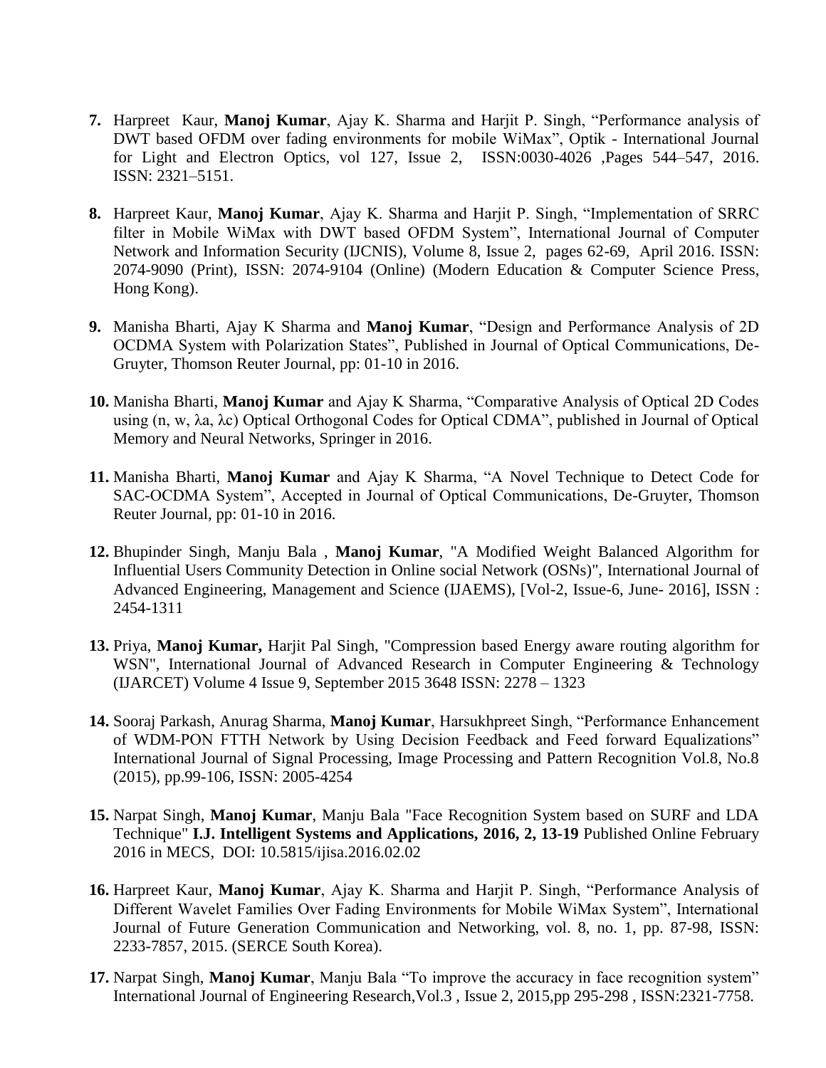7. Harpreet Kaur, **Manoj Kumar**, Ajay K. Sharma and Harjit P. Singh, "Performance analysis of DWT based OFDM over fading environments for mobile WiMax", Optik - International Journal for Light and Electron Optics, vol 127, Issue 2, ISSN:0030-4026 ,Pages 544–547, 2016. ISSN: 2321–5151.

8. Harpreet Kaur, **Manoj Kumar**, Ajay K. Sharma and Harjit P. Singh, "Implementation of SRRC filter in Mobile WiMax with DWT based OFDM System", International Journal of Computer Network and Information Security (IJCNIS), Volume 8, Issue 2, pages 62-69, April 2016. ISSN: 2074-9090 (Print), ISSN: 2074-9104 (Online) (Modern Education & Computer Science Press, Hong Kong).

9. Manisha Bharti, Ajay K Sharma and **Manoj Kumar**, "Design and Performance Analysis of 2D OCDMA System with Polarization States", Published in Journal of Optical Communications, De-Gruyter, Thomson Reuter Journal, pp: 01-10 in 2016.

10. Manisha Bharti, **Manoj Kumar** and Ajay K Sharma, "Comparative Analysis of Optical 2D Codes using (n, w, λa, λc) Optical Orthogonal Codes for Optical CDMA", published in Journal of Optical Memory and Neural Networks, Springer in 2016.

11. Manisha Bharti, **Manoj Kumar** and Ajay K Sharma, "A Novel Technique to Detect Code for SAC-OCDMA System", Accepted in Journal of Optical Communications, De-Gruyter, Thomson Reuter Journal, pp: 01-10 in 2016.

12. Bhupinder Singh, Manju Bala , **Manoj Kumar**, "A Modified Weight Balanced Algorithm for Influential Users Community Detection in Online social Network (OSNs)", International Journal of Advanced Engineering, Management and Science (IJAEMS), [Vol-2, Issue-6, June- 2016], ISSN : 2454-1311

13. Priya, **Manoj Kumar,** Harjit Pal Singh, "Compression based Energy aware routing algorithm for WSN", International Journal of Advanced Research in Computer Engineering & Technology (IJARCET) Volume 4 Issue 9, September 2015 3648 ISSN: 2278 – 1323

14. Sooraj Parkash, Anurag Sharma, **Manoj Kumar**, Harsukhpreet Singh, "Performance Enhancement of WDM-PON FTTH Network by Using Decision Feedback and Feed forward Equalizations" International Journal of Signal Processing, Image Processing and Pattern Recognition Vol.8, No.8 (2015), pp.99-106, ISSN: 2005-4254

15. Narpat Singh, **Manoj Kumar**, Manju Bala "Face Recognition System based on SURF and LDA Technique" **I.J. Intelligent Systems and Applications, 2016, 2, 13-19** Published Online February 2016 in MECS, DOI: 10.5815/ijisa.2016.02.02

16. Harpreet Kaur, **Manoj Kumar**, Ajay K. Sharma and Harjit P. Singh, "Performance Analysis of Different Wavelet Families Over Fading Environments for Mobile WiMax System", International Journal of Future Generation Communication and Networking, vol. 8, no. 1, pp. 87-98, ISSN: 2233-7857, 2015. (SERCE South Korea).

17. Narpat Singh, **Manoj Kumar**, Manju Bala "To improve the accuracy in face recognition system" International Journal of Engineering Research,Vol.3 , Issue 2, 2015,pp 295-298 , ISSN:2321-7758.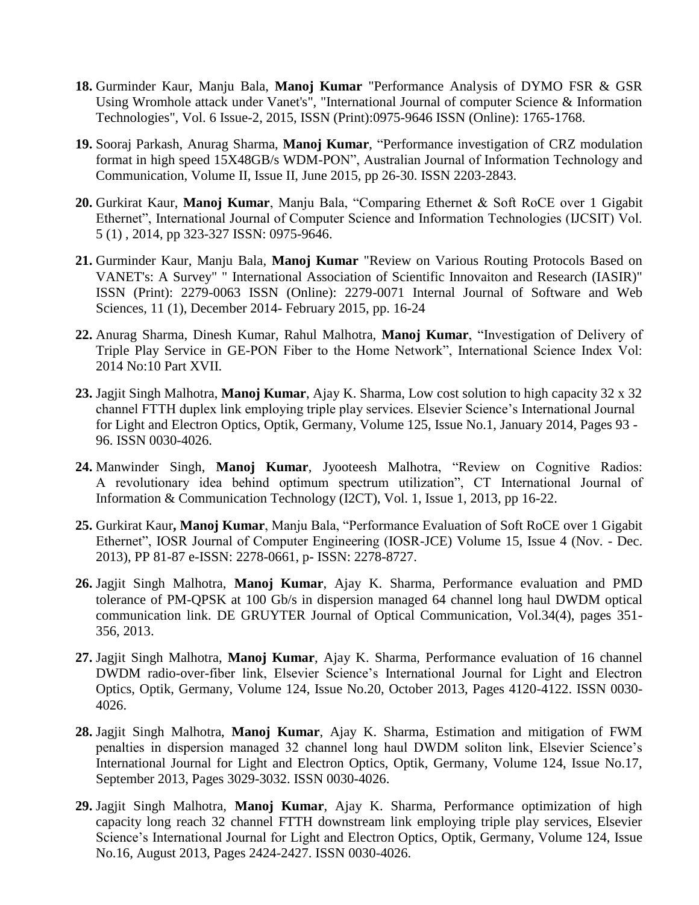18. Gurminder Kaur, Manju Bala, **Manoj Kumar** "Performance Analysis of DYMO FSR & GSR Using Wromhole attack under Vanet's", "International Journal of computer Science & Information Technologies", Vol. 6 Issue-2, 2015, ISSN (Print):0975-9646 ISSN (Online): 1765-1768.

19. Sooraj Parkash, Anurag Sharma, **Manoj Kumar**, "Performance investigation of CRZ modulation format in high speed 15X48GB/s WDM-PON", Australian Journal of Information Technology and Communication, Volume II, Issue II, June 2015, pp 26-30. ISSN 2203-2843.

20. Gurkirat Kaur, **Manoj Kumar**, Manju Bala, "Comparing Ethernet & Soft RoCE over 1 Gigabit Ethernet", International Journal of Computer Science and Information Technologies (IJCSIT) Vol. 5 (1) , 2014, pp 323-327 ISSN: 0975-9646.

21. Gurminder Kaur, Manju Bala, **Manoj Kumar** "Review on Various Routing Protocols Based on VANET's: A Survey" " International Association of Scientific Innovaiton and Research (IASIR)" ISSN (Print): 2279-0063 ISSN (Online): 2279-0071 Internal Journal of Software and Web Sciences, 11 (1), December 2014- February 2015, pp. 16-24

22. Anurag Sharma, Dinesh Kumar, Rahul Malhotra, **Manoj Kumar**, "Investigation of Delivery of Triple Play Service in GE-PON Fiber to the Home Network", International Science Index Vol: 2014 No:10 Part XVII.

23. Jagjit Singh Malhotra, **Manoj Kumar**, Ajay K. Sharma, Low cost solution to high capacity 32 x 32 channel FTTH duplex link employing triple play services. Elsevier Science's International Journal for Light and Electron Optics, Optik, Germany, Volume 125, Issue No.1, January 2014, Pages 93 - 96. ISSN 0030-4026.

24. Manwinder Singh, **Manoj Kumar**, Jyooteesh Malhotra, "Review on Cognitive Radios: A revolutionary idea behind optimum spectrum utilization", CT International Journal of Information & Communication Technology (I2CT), Vol. 1, Issue 1, 2013, pp 16-22.

25. Gurkirat Kaur**, Manoj Kumar**, Manju Bala, "Performance Evaluation of Soft RoCE over 1 Gigabit Ethernet", IOSR Journal of Computer Engineering (IOSR-JCE) Volume 15, Issue 4 (Nov. - Dec. 2013), PP 81-87 e-ISSN: 2278-0661, p- ISSN: 2278-8727.

26. Jagjit Singh Malhotra, **Manoj Kumar**, Ajay K. Sharma, Performance evaluation and PMD tolerance of PM-QPSK at 100 Gb/s in dispersion managed 64 channel long haul DWDM optical communication link. DE GRUYTER Journal of Optical Communication, Vol.34(4), pages 351-356, 2013.

27. Jagjit Singh Malhotra, **Manoj Kumar**, Ajay K. Sharma, Performance evaluation of 16 channel DWDM radio-over-fiber link, Elsevier Science's International Journal for Light and Electron Optics, Optik, Germany, Volume 124, Issue No.20, October 2013, Pages 4120-4122. ISSN 0030-4026.

28. Jagjit Singh Malhotra, **Manoj Kumar**, Ajay K. Sharma, Estimation and mitigation of FWM penalties in dispersion managed 32 channel long haul DWDM soliton link, Elsevier Science's International Journal for Light and Electron Optics, Optik, Germany, Volume 124, Issue No.17, September 2013, Pages 3029-3032. ISSN 0030-4026.

29. Jagjit Singh Malhotra, **Manoj Kumar**, Ajay K. Sharma, Performance optimization of high capacity long reach 32 channel FTTH downstream link employing triple play services, Elsevier Science's International Journal for Light and Electron Optics, Optik, Germany, Volume 124, Issue No.16, August 2013, Pages 2424-2427. ISSN 0030-4026.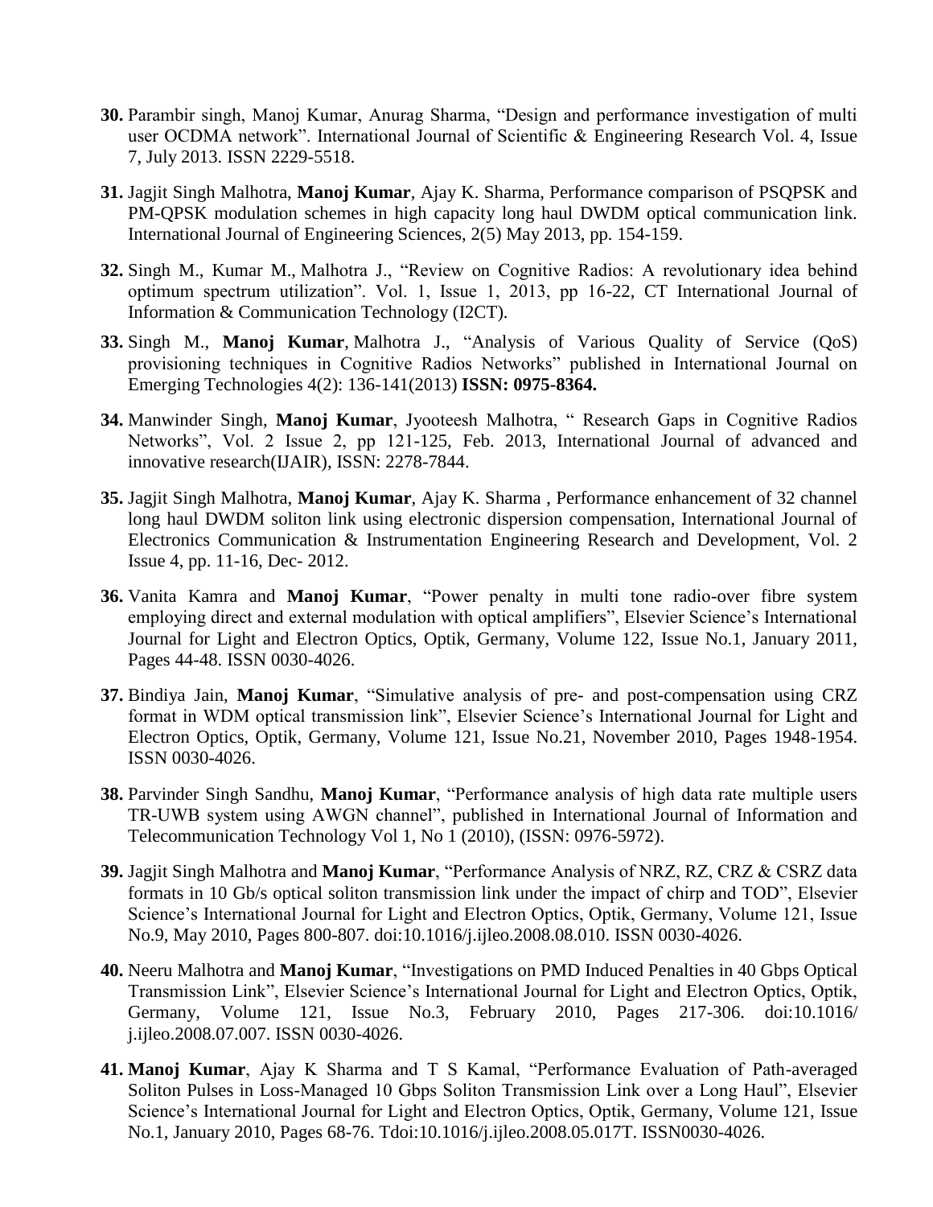**30.** Parambir singh, Manoj Kumar, Anurag Sharma, "Design and performance investigation of multi user OCDMA network". International Journal of Scientific & Engineering Research Vol. 4, Issue 7, July 2013. ISSN 2229-5518.

**31.** Jagjit Singh Malhotra, **Manoj Kumar**, Ajay K. Sharma, Performance comparison of PSQPSK and PM-QPSK modulation schemes in high capacity long haul DWDM optical communication link. International Journal of Engineering Sciences, 2(5) May 2013, pp. 154-159.

**32.** Singh M., Kumar M., Malhotra J., "Review on Cognitive Radios: A revolutionary idea behind optimum spectrum utilization". Vol. 1, Issue 1, 2013, pp 16-22, CT International Journal of Information & Communication Technology (I2CT).

**33.** Singh M., **Manoj Kumar**, Malhotra J., "Analysis of Various Quality of Service (QoS) provisioning techniques in Cognitive Radios Networks" published in International Journal on Emerging Technologies 4(2): 136-141(2013) **ISSN: 0975-8364.**

**34.** Manwinder Singh, **Manoj Kumar**, Jyooteesh Malhotra, " Research Gaps in Cognitive Radios Networks", Vol. 2 Issue 2, pp 121-125, Feb. 2013, International Journal of advanced and innovative research(IJAIR), ISSN: 2278-7844.

**35.** Jagjit Singh Malhotra, **Manoj Kumar**, Ajay K. Sharma , Performance enhancement of 32 channel long haul DWDM soliton link using electronic dispersion compensation, International Journal of Electronics Communication & Instrumentation Engineering Research and Development, Vol. 2 Issue 4, pp. 11-16, Dec- 2012.

**36.** Vanita Kamra and **Manoj Kumar**, "Power penalty in multi tone radio-over fibre system employing direct and external modulation with optical amplifiers", Elsevier Science's International Journal for Light and Electron Optics, Optik, Germany, Volume 122, Issue No.1, January 2011, Pages 44-48. ISSN 0030-4026.

**37.** Bindiya Jain, **Manoj Kumar**, "Simulative analysis of pre- and post-compensation using CRZ format in WDM optical transmission link", Elsevier Science's International Journal for Light and Electron Optics, Optik, Germany, Volume 121, Issue No.21, November 2010, Pages 1948-1954. ISSN 0030-4026.

**38.** Parvinder Singh Sandhu, **Manoj Kumar**, "Performance analysis of high data rate multiple users TR-UWB system using AWGN channel", published in International Journal of Information and Telecommunication Technology Vol 1, No 1 (2010), (ISSN: 0976-5972).

**39.** Jagjit Singh Malhotra and **Manoj Kumar**, "Performance Analysis of NRZ, RZ, CRZ & CSRZ data formats in 10 Gb/s optical soliton transmission link under the impact of chirp and TOD", Elsevier Science's International Journal for Light and Electron Optics, Optik, Germany, Volume 121, Issue No.9, May 2010, Pages 800-807. doi:10.1016/j.ijleo.2008.08.010. ISSN 0030-4026.

**40.** Neeru Malhotra and **Manoj Kumar**, "Investigations on PMD Induced Penalties in 40 Gbps Optical Transmission Link", Elsevier Science's International Journal for Light and Electron Optics, Optik, Germany, Volume 121, Issue No.3, February 2010, Pages 217-306. doi:10.1016/ j.ijleo.2008.07.007. ISSN 0030-4026.

**41.** **Manoj Kumar**, Ajay K Sharma and T S Kamal, "Performance Evaluation of Path-averaged Soliton Pulses in Loss-Managed 10 Gbps Soliton Transmission Link over a Long Haul", Elsevier Science's International Journal for Light and Electron Optics, Optik, Germany, Volume 121, Issue No.1, January 2010, Pages 68-76. Tdoi:10.1016/j.ijleo.2008.05.017T. ISSN0030-4026.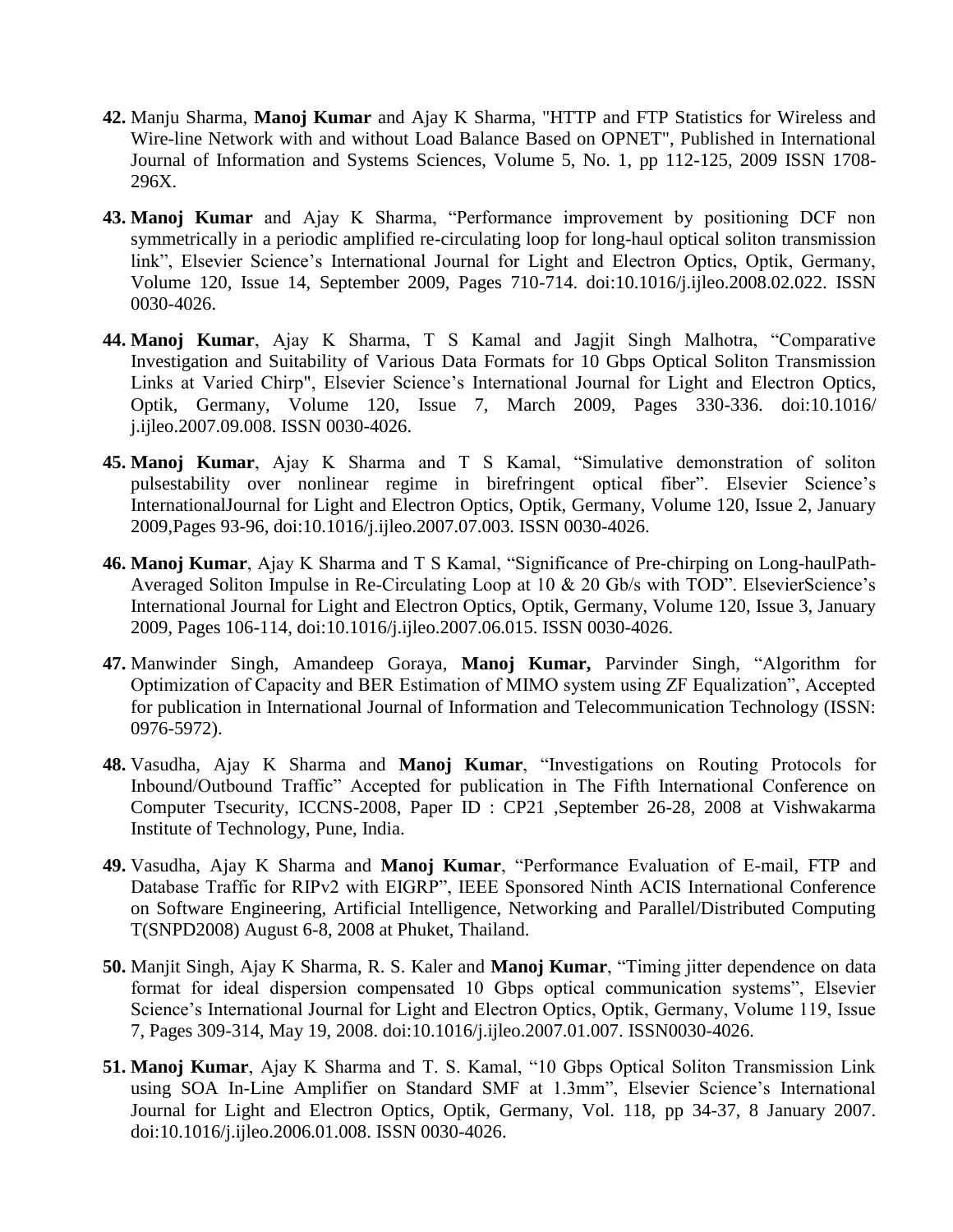**42.** Manju Sharma, **Manoj Kumar** and Ajay K Sharma, "HTTP and FTP Statistics for Wireless and Wire-line Network with and without Load Balance Based on OPNET", Published in International Journal of Information and Systems Sciences, Volume 5, No. 1, pp 112-125, 2009 ISSN 1708-296X.

**43.** **Manoj Kumar** and Ajay K Sharma, "Performance improvement by positioning DCF non symmetrically in a periodic amplified re-circulating loop for long-haul optical soliton transmission link", Elsevier Science's International Journal for Light and Electron Optics, Optik, Germany, Volume 120, Issue 14, September 2009, Pages 710-714. doi:10.1016/j.ijleo.2008.02.022. ISSN 0030-4026.

**44.** **Manoj Kumar**, Ajay K Sharma, T S Kamal and Jagjit Singh Malhotra, "Comparative Investigation and Suitability of Various Data Formats for 10 Gbps Optical Soliton Transmission Links at Varied Chirp", Elsevier Science's International Journal for Light and Electron Optics, Optik, Germany, Volume 120, Issue 7, March 2009, Pages 330-336. doi:10.1016/ j.ijleo.2007.09.008. ISSN 0030-4026.

**45.** **Manoj Kumar**, Ajay K Sharma and T S Kamal, "Simulative demonstration of soliton pulsestability over nonlinear regime in birefringent optical fiber". Elsevier Science's InternationalJournal for Light and Electron Optics, Optik, Germany, Volume 120, Issue 2, January 2009,Pages 93-96, doi:10.1016/j.ijleo.2007.07.003. ISSN 0030-4026.

**46.** **Manoj Kumar**, Ajay K Sharma and T S Kamal, "Significance of Pre-chirping on Long-haulPath-Averaged Soliton Impulse in Re-Circulating Loop at 10 & 20 Gb/s with TOD". ElsevierScience's International Journal for Light and Electron Optics, Optik, Germany, Volume 120, Issue 3, January 2009, Pages 106-114, doi:10.1016/j.ijleo.2007.06.015. ISSN 0030-4026.

**47.** Manwinder Singh, Amandeep Goraya, **Manoj Kumar,** Parvinder Singh, "Algorithm for Optimization of Capacity and BER Estimation of MIMO system using ZF Equalization", Accepted for publication in International Journal of Information and Telecommunication Technology (ISSN: 0976-5972).

**48.** Vasudha, Ajay K Sharma and **Manoj Kumar**, "Investigations on Routing Protocols for Inbound/Outbound Traffic" Accepted for publication in The Fifth International Conference on Computer Tsecurity, ICCNS-2008, Paper ID : CP21 ,September 26-28, 2008 at Vishwakarma Institute of Technology, Pune, India.

**49.** Vasudha, Ajay K Sharma and **Manoj Kumar**, "Performance Evaluation of E-mail, FTP and Database Traffic for RIPv2 with EIGRP", IEEE Sponsored Ninth ACIS International Conference on Software Engineering, Artificial Intelligence, Networking and Parallel/Distributed Computing T(SNPD2008) August 6-8, 2008 at Phuket, Thailand.

**50.** Manjit Singh, Ajay K Sharma, R. S. Kaler and **Manoj Kumar**, "Timing jitter dependence on data format for ideal dispersion compensated 10 Gbps optical communication systems", Elsevier Science's International Journal for Light and Electron Optics, Optik, Germany, Volume 119, Issue 7, Pages 309-314, May 19, 2008. doi:10.1016/j.ijleo.2007.01.007. ISSN0030-4026.

**51.** **Manoj Kumar**, Ajay K Sharma and T. S. Kamal, "10 Gbps Optical Soliton Transmission Link using SOA In-Line Amplifier on Standard SMF at 1.3mm", Elsevier Science's International Journal for Light and Electron Optics, Optik, Germany, Vol. 118, pp 34-37, 8 January 2007. doi:10.1016/j.ijleo.2006.01.008. ISSN 0030-4026.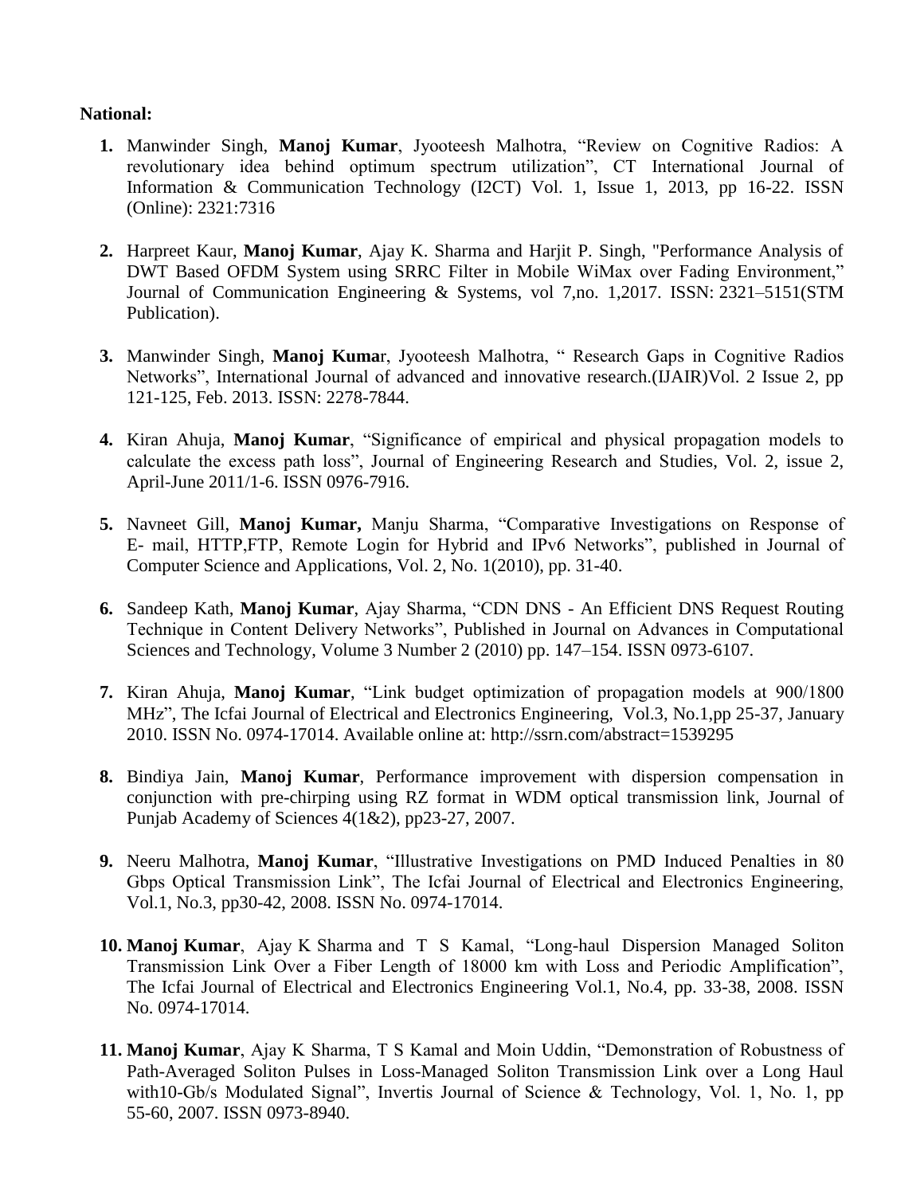**National:**

1. Manwinder Singh, **Manoj Kumar**, Jyooteesh Malhotra, "Review on Cognitive Radios: A revolutionary idea behind optimum spectrum utilization", CT International Journal of Information & Communication Technology (I2CT) Vol. 1, Issue 1, 2013, pp 16-22. ISSN (Online): 2321:7316

2. Harpreet Kaur, **Manoj Kumar**, Ajay K. Sharma and Harjit P. Singh, "Performance Analysis of DWT Based OFDM System using SRRC Filter in Mobile WiMax over Fading Environment," Journal of Communication Engineering & Systems, vol 7,no. 1,2017. ISSN: 2321–5151(STM Publication).

3. Manwinder Singh, **Manoj Kuma**r, Jyooteesh Malhotra, " Research Gaps in Cognitive Radios Networks", International Journal of advanced and innovative research.(IJAIR)Vol. 2 Issue 2, pp 121-125, Feb. 2013. ISSN: 2278-7844.

4. Kiran Ahuja, **Manoj Kumar**, "Significance of empirical and physical propagation models to calculate the excess path loss", Journal of Engineering Research and Studies, Vol. 2, issue 2, April-June 2011/1-6. ISSN 0976-7916.

5. Navneet Gill, **Manoj Kumar,** Manju Sharma, "Comparative Investigations on Response of E- mail, HTTP,FTP, Remote Login for Hybrid and IPv6 Networks", published in Journal of Computer Science and Applications, Vol. 2, No. 1(2010), pp. 31-40.

6. Sandeep Kath, **Manoj Kumar**, Ajay Sharma, "CDN DNS - An Efficient DNS Request Routing Technique in Content Delivery Networks", Published in Journal on Advances in Computational Sciences and Technology, Volume 3 Number 2 (2010) pp. 147–154. ISSN 0973-6107.

7. Kiran Ahuja, **Manoj Kumar**, "Link budget optimization of propagation models at 900/1800 MHz", The Icfai Journal of Electrical and Electronics Engineering, Vol.3, No.1,pp 25-37, January 2010. ISSN No. 0974-17014. Available online at: http://ssrn.com/abstract=1539295

8. Bindiya Jain, **Manoj Kumar**, Performance improvement with dispersion compensation in conjunction with pre-chirping using RZ format in WDM optical transmission link, Journal of Punjab Academy of Sciences 4(1&2), pp23-27, 2007.

9. Neeru Malhotra, **Manoj Kumar**, "Illustrative Investigations on PMD Induced Penalties in 80 Gbps Optical Transmission Link", The Icfai Journal of Electrical and Electronics Engineering, Vol.1, No.3, pp30-42, 2008. ISSN No. 0974-17014.

10. **Manoj Kumar**, Ajay K Sharma and T S Kamal, "Long-haul Dispersion Managed Soliton Transmission Link Over a Fiber Length of 18000 km with Loss and Periodic Amplification", The Icfai Journal of Electrical and Electronics Engineering Vol.1, No.4, pp. 33-38, 2008. ISSN No. 0974-17014.

11. **Manoj Kumar**, Ajay K Sharma, T S Kamal and Moin Uddin, "Demonstration of Robustness of Path-Averaged Soliton Pulses in Loss-Managed Soliton Transmission Link over a Long Haul with10-Gb/s Modulated Signal", Invertis Journal of Science & Technology, Vol. 1, No. 1, pp 55-60, 2007. ISSN 0973-8940.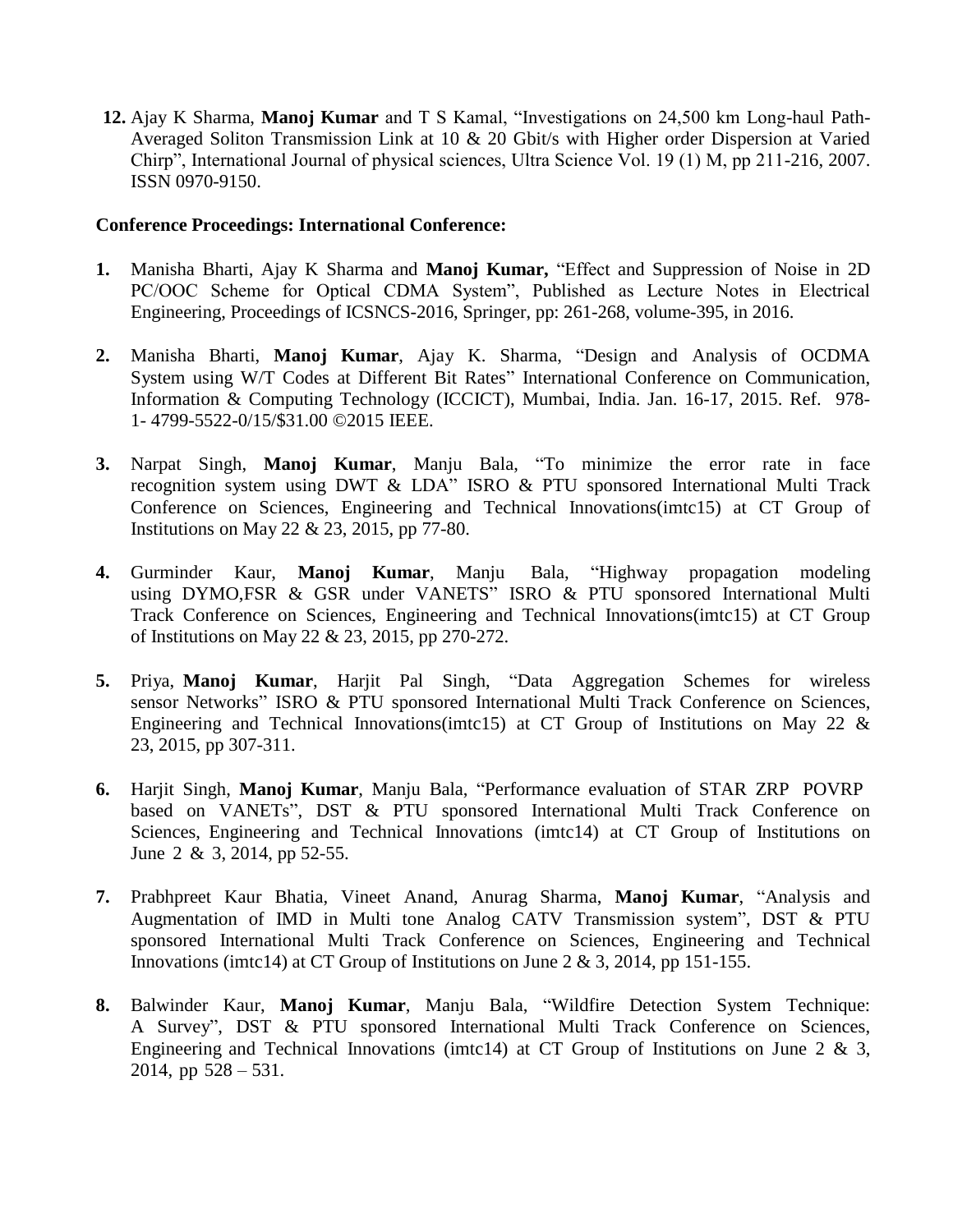12. Ajay K Sharma, **Manoj Kumar** and T S Kamal, "Investigations on 24,500 km Long-haul Path-Averaged Soliton Transmission Link at 10 & 20 Gbit/s with Higher order Dispersion at Varied Chirp", International Journal of physical sciences, Ultra Science Vol. 19 (1) M, pp 211-216, 2007. ISSN 0970-9150.

**Conference Proceedings: International Conference:**

1. Manisha Bharti, Ajay K Sharma and **Manoj Kumar,** "Effect and Suppression of Noise in 2D PC/OOC Scheme for Optical CDMA System", Published as Lecture Notes in Electrical Engineering, Proceedings of ICSNCS-2016, Springer, pp: 261-268, volume-395, in 2016.

2. Manisha Bharti, **Manoj Kumar**, Ajay K. Sharma, "Design and Analysis of OCDMA System using W/T Codes at Different Bit Rates" International Conference on Communication, Information & Computing Technology (ICCICT), Mumbai, India. Jan. 16-17, 2015. Ref. 978-1- 4799-5522-0/15/$31.00 ©2015 IEEE.

3. Narpat Singh, **Manoj Kumar**, Manju Bala, "To minimize the error rate in face recognition system using DWT & LDA" ISRO & PTU sponsored International Multi Track Conference on Sciences, Engineering and Technical Innovations(imtc15) at CT Group of Institutions on May 22 & 23, 2015, pp 77-80.

4. Gurminder Kaur, **Manoj Kumar**, Manju Bala, "Highway propagation modeling using DYMO,FSR & GSR under VANETS" ISRO & PTU sponsored International Multi Track Conference on Sciences, Engineering and Technical Innovations(imtc15) at CT Group of Institutions on May 22 & 23, 2015, pp 270-272.

5. Priya, **Manoj Kumar**, Harjit Pal Singh, "Data Aggregation Schemes for wireless sensor Networks" ISRO & PTU sponsored International Multi Track Conference on Sciences, Engineering and Technical Innovations(imtc15) at CT Group of Institutions on May 22 & 23, 2015, pp 307-311.

6. Harjit Singh, **Manoj Kumar**, Manju Bala, "Performance evaluation of STAR ZRP POVRP based on VANETs", DST & PTU sponsored International Multi Track Conference on Sciences, Engineering and Technical Innovations (imtc14) at CT Group of Institutions on June 2 & 3, 2014, pp 52-55.

7. Prabhpreet Kaur Bhatia, Vineet Anand, Anurag Sharma, **Manoj Kumar**, "Analysis and Augmentation of IMD in Multi tone Analog CATV Transmission system", DST & PTU sponsored International Multi Track Conference on Sciences, Engineering and Technical Innovations (imtc14) at CT Group of Institutions on June 2 & 3, 2014, pp 151-155.

8. Balwinder Kaur, **Manoj Kumar**, Manju Bala, "Wildfire Detection System Technique: A Survey", DST & PTU sponsored International Multi Track Conference on Sciences, Engineering and Technical Innovations (imtc14) at CT Group of Institutions on June 2 & 3, 2014, pp 528 – 531.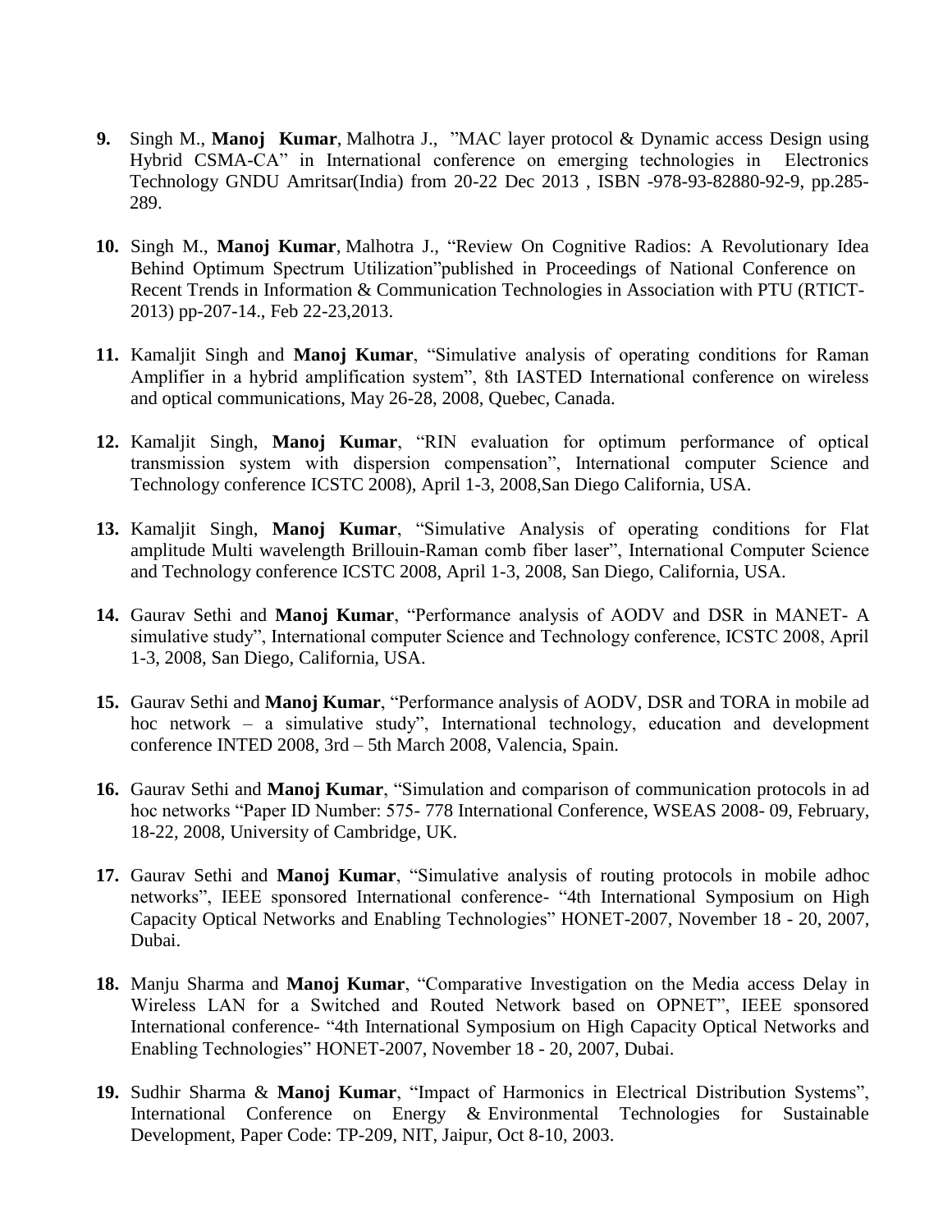9. Singh M., **Manoj Kumar**, Malhotra J., "MAC layer protocol & Dynamic access Design using Hybrid CSMA-CA" in International conference on emerging technologies in Electronics Technology GNDU Amritsar(India) from 20-22 Dec 2013 , ISBN -978-93-82880-92-9, pp.285-289.

10. Singh M., **Manoj Kumar**, Malhotra J., "Review On Cognitive Radios: A Revolutionary Idea Behind Optimum Spectrum Utilization"published in Proceedings of National Conference on Recent Trends in Information & Communication Technologies in Association with PTU (RTICT-2013) pp-207-14., Feb 22-23,2013.

11. Kamaljit Singh and **Manoj Kumar**, "Simulative analysis of operating conditions for Raman Amplifier in a hybrid amplification system", 8th IASTED International conference on wireless and optical communications, May 26-28, 2008, Quebec, Canada.

12. Kamaljit Singh, **Manoj Kumar**, "RIN evaluation for optimum performance of optical transmission system with dispersion compensation", International computer Science and Technology conference ICSTC 2008), April 1-3, 2008,San Diego California, USA.

13. Kamaljit Singh, **Manoj Kumar**, "Simulative Analysis of operating conditions for Flat amplitude Multi wavelength Brillouin-Raman comb fiber laser", International Computer Science and Technology conference ICSTC 2008, April 1-3, 2008, San Diego, California, USA.

14. Gaurav Sethi and **Manoj Kumar**, "Performance analysis of AODV and DSR in MANET- A simulative study", International computer Science and Technology conference, ICSTC 2008, April 1-3, 2008, San Diego, California, USA.

15. Gaurav Sethi and **Manoj Kumar**, "Performance analysis of AODV, DSR and TORA in mobile ad hoc network – a simulative study", International technology, education and development conference INTED 2008, 3rd – 5th March 2008, Valencia, Spain.

16. Gaurav Sethi and **Manoj Kumar**, "Simulation and comparison of communication protocols in ad hoc networks "Paper ID Number: 575- 778 International Conference, WSEAS 2008- 09, February, 18-22, 2008, University of Cambridge, UK.

17. Gaurav Sethi and **Manoj Kumar**, "Simulative analysis of routing protocols in mobile adhoc networks", IEEE sponsored International conference- "4th International Symposium on High Capacity Optical Networks and Enabling Technologies" HONET-2007, November 18 - 20, 2007, Dubai.

18. Manju Sharma and **Manoj Kumar**, "Comparative Investigation on the Media access Delay in Wireless LAN for a Switched and Routed Network based on OPNET", IEEE sponsored International conference- "4th International Symposium on High Capacity Optical Networks and Enabling Technologies" HONET-2007, November 18 - 20, 2007, Dubai.

19. Sudhir Sharma & **Manoj Kumar**, "Impact of Harmonics in Electrical Distribution Systems", International Conference on Energy & Environmental Technologies for Sustainable Development, Paper Code: TP-209, NIT, Jaipur, Oct 8-10, 2003.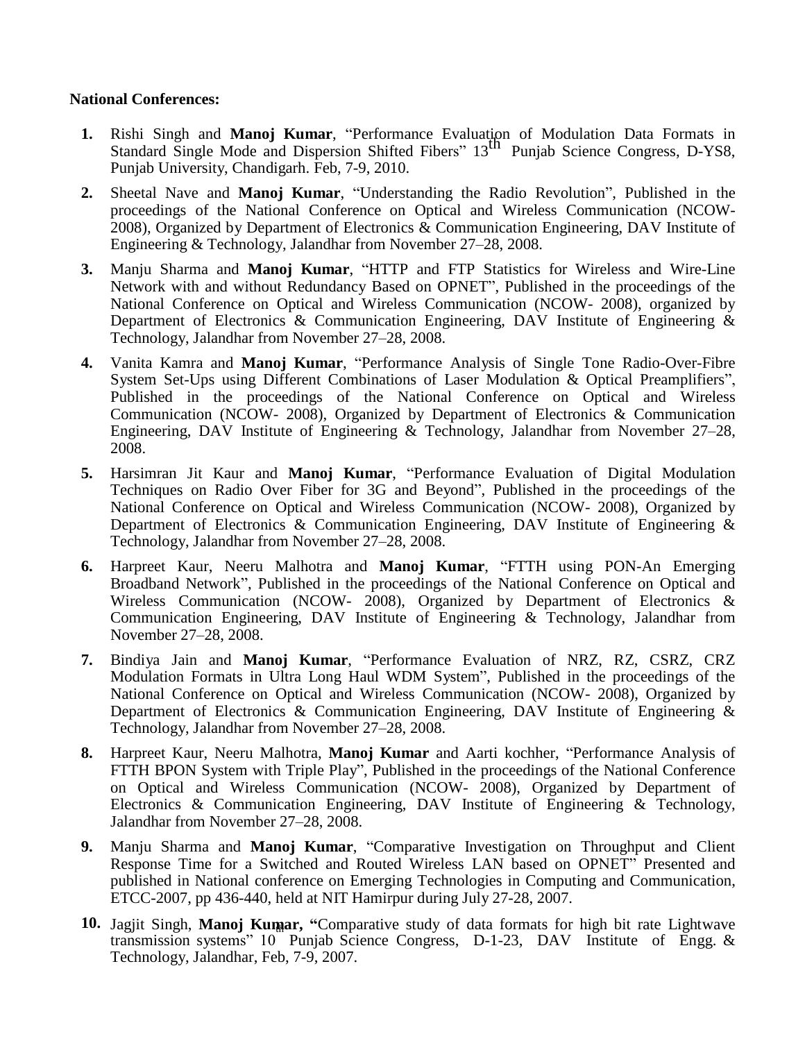**National Conferences:**

1. Rishi Singh and **Manoj Kumar**, "Performance Evaluation of Modulation Data Formats in Standard Single Mode and Dispersion Shifted Fibers" 13th Punjab Science Congress, D-YS8, Punjab University, Chandigarh. Feb, 7-9, 2010.
2. Sheetal Nave and **Manoj Kumar**, "Understanding the Radio Revolution", Published in the proceedings of the National Conference on Optical and Wireless Communication (NCOW-2008), Organized by Department of Electronics & Communication Engineering, DAV Institute of Engineering & Technology, Jalandhar from November 27–28, 2008.
3. Manju Sharma and **Manoj Kumar**, "HTTP and FTP Statistics for Wireless and Wire-Line Network with and without Redundancy Based on OPNET", Published in the proceedings of the National Conference on Optical and Wireless Communication (NCOW- 2008), organized by Department of Electronics & Communication Engineering, DAV Institute of Engineering & Technology, Jalandhar from November 27–28, 2008.
4. Vanita Kamra and **Manoj Kumar**, "Performance Analysis of Single Tone Radio-Over-Fibre System Set-Ups using Different Combinations of Laser Modulation & Optical Preamplifiers", Published in the proceedings of the National Conference on Optical and Wireless Communication (NCOW- 2008), Organized by Department of Electronics & Communication Engineering, DAV Institute of Engineering & Technology, Jalandhar from November 27–28, 2008.
5. Harsimran Jit Kaur and **Manoj Kumar**, "Performance Evaluation of Digital Modulation Techniques on Radio Over Fiber for 3G and Beyond", Published in the proceedings of the National Conference on Optical and Wireless Communication (NCOW- 2008), Organized by Department of Electronics & Communication Engineering, DAV Institute of Engineering & Technology, Jalandhar from November 27–28, 2008.
6. Harpreet Kaur, Neeru Malhotra and **Manoj Kumar**, "FTTH using PON-An Emerging Broadband Network", Published in the proceedings of the National Conference on Optical and Wireless Communication (NCOW- 2008), Organized by Department of Electronics & Communication Engineering, DAV Institute of Engineering & Technology, Jalandhar from November 27–28, 2008.
7. Bindiya Jain and **Manoj Kumar**, "Performance Evaluation of NRZ, RZ, CSRZ, CRZ Modulation Formats in Ultra Long Haul WDM System", Published in the proceedings of the National Conference on Optical and Wireless Communication (NCOW- 2008), Organized by Department of Electronics & Communication Engineering, DAV Institute of Engineering & Technology, Jalandhar from November 27–28, 2008.
8. Harpreet Kaur, Neeru Malhotra, **Manoj Kumar** and Aarti kochher, "Performance Analysis of FTTH BPON System with Triple Play", Published in the proceedings of the National Conference on Optical and Wireless Communication (NCOW- 2008), Organized by Department of Electronics & Communication Engineering, DAV Institute of Engineering & Technology, Jalandhar from November 27–28, 2008.
9. Manju Sharma and **Manoj Kumar**, "Comparative Investigation on Throughput and Client Response Time for a Switched and Routed Wireless LAN based on OPNET" Presented and published in National conference on Emerging Technologies in Computing and Communication, ETCC-2007, pp 436-440, held at NIT Hamirpur during July 27-28, 2007.
10. Jagjit Singh, **Manoj Kumar, "**Comparative study of data formats for high bit rate Lightwave transmission systems" 10th Punjab Science Congress, D-1-23, DAV Institute of Engg. & Technology, Jalandhar, Feb, 7-9, 2007.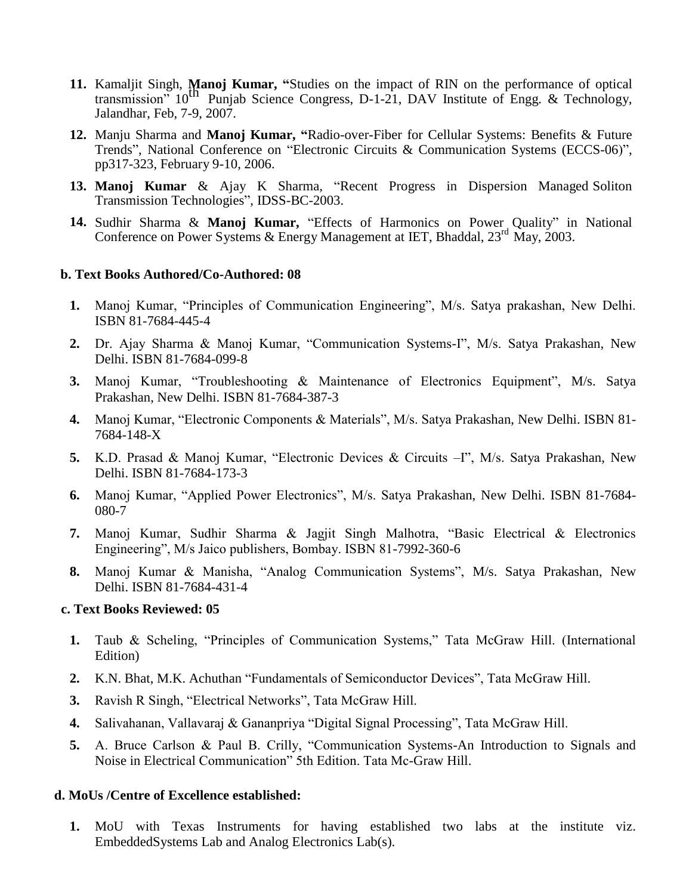11. Kamaljit Singh, **Manoj Kumar,** "Studies on the impact of RIN on the performance of optical transmission" $10^{th}$ Punjab Science Congress, D-1-21, DAV Institute of Engg. & Technology, Jalandhar, Feb, 7-9, 2007.
12. Manju Sharma and **Manoj Kumar,** "Radio-over-Fiber for Cellular Systems: Benefits & Future Trends", National Conference on "Electronic Circuits & Communication Systems (ECCS-06)", pp317-323, February 9-10, 2006.
13. **Manoj Kumar** & Ajay K Sharma, "Recent Progress in Dispersion Managed Soliton Transmission Technologies", IDSS-BC-2003.
14. Sudhir Sharma & **Manoj Kumar,** "Effects of Harmonics on Power Quality" in National Conference on Power Systems & Energy Management at IET, Bhaddal, $23^{rd}$ May, 2003.

**b. Text Books Authored/Co-Authored: 08**

1. Manoj Kumar, "Principles of Communication Engineering", M/s. Satya prakashan, New Delhi. ISBN 81-7684-445-4
2. Dr. Ajay Sharma & Manoj Kumar, "Communication Systems-I", M/s. Satya Prakashan, New Delhi. ISBN 81-7684-099-8
3. Manoj Kumar, "Troubleshooting & Maintenance of Electronics Equipment", M/s. Satya Prakashan, New Delhi. ISBN 81-7684-387-3
4. Manoj Kumar, "Electronic Components & Materials", M/s. Satya Prakashan, New Delhi. ISBN 81-7684-148-X
5. K.D. Prasad & Manoj Kumar, "Electronic Devices & Circuits –I", M/s. Satya Prakashan, New Delhi. ISBN 81-7684-173-3
6. Manoj Kumar, "Applied Power Electronics", M/s. Satya Prakashan, New Delhi. ISBN 81-7684-080-7
7. Manoj Kumar, Sudhir Sharma & Jagjit Singh Malhotra, "Basic Electrical & Electronics Engineering", M/s Jaico publishers, Bombay. ISBN 81-7992-360-6
8. Manoj Kumar & Manisha, "Analog Communication Systems", M/s. Satya Prakashan, New Delhi. ISBN 81-7684-431-4

**c. Text Books Reviewed: 05**

1. Taub & Scheling, "Principles of Communication Systems," Tata McGraw Hill. (International Edition)
2. K.N. Bhat, M.K. Achuthan "Fundamentals of Semiconductor Devices", Tata McGraw Hill.
3. Ravish R Singh, "Electrical Networks", Tata McGraw Hill.
4. Salivahanan, Vallavaraj & Gananpriya "Digital Signal Processing", Tata McGraw Hill.
5. A. Bruce Carlson & Paul B. Crilly, "Communication Systems-An Introduction to Signals and Noise in Electrical Communication" 5th Edition. Tata Mc-Graw Hill.

**d. MoUs /Centre of Excellence established:**

1. MoU with Texas Instruments for having established two labs at the institute viz. EmbeddedSystems Lab and Analog Electronics Lab(s).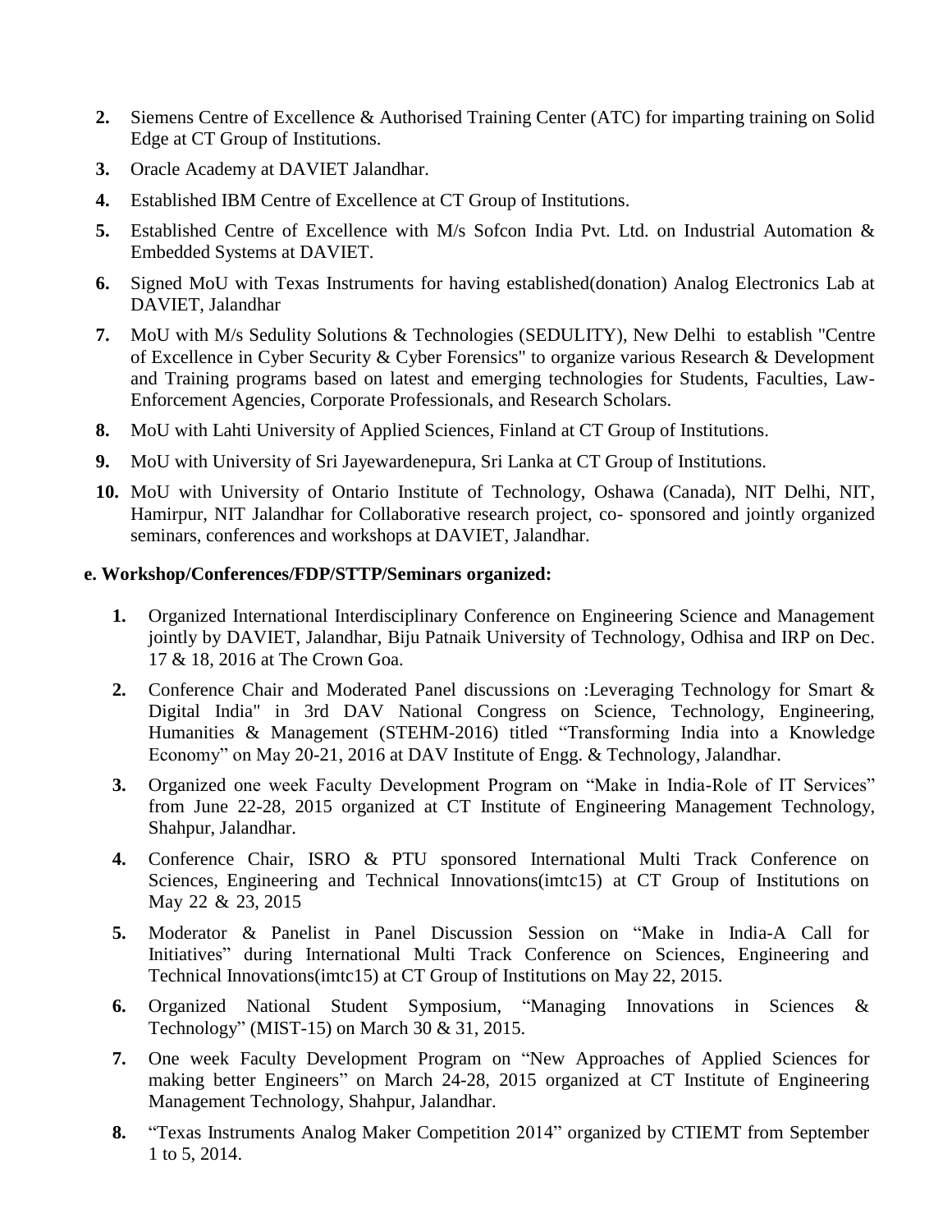2. Siemens Centre of Excellence & Authorised Training Center (ATC) for imparting training on Solid Edge at CT Group of Institutions.
3. Oracle Academy at DAVIET Jalandhar.
4. Established IBM Centre of Excellence at CT Group of Institutions.
5. Established Centre of Excellence with M/s Sofcon India Pvt. Ltd. on Industrial Automation & Embedded Systems at DAVIET.
6. Signed MoU with Texas Instruments for having established(donation) Analog Electronics Lab at DAVIET, Jalandhar
7. MoU with M/s Sedulity Solutions & Technologies (SEDULITY), New Delhi to establish "Centre of Excellence in Cyber Security & Cyber Forensics" to organize various Research & Development and Training programs based on latest and emerging technologies for Students, Faculties, Law-Enforcement Agencies, Corporate Professionals, and Research Scholars.
8. MoU with Lahti University of Applied Sciences, Finland at CT Group of Institutions.
9. MoU with University of Sri Jayewardenepura, Sri Lanka at CT Group of Institutions.
10. MoU with University of Ontario Institute of Technology, Oshawa (Canada), NIT Delhi, NIT, Hamirpur, NIT Jalandhar for Collaborative research project, co- sponsored and jointly organized seminars, conferences and workshops at DAVIET, Jalandhar.

**e. Workshop/Conferences/FDP/STTP/Seminars organized:**

1. Organized International Interdisciplinary Conference on Engineering Science and Management jointly by DAVIET, Jalandhar, Biju Patnaik University of Technology, Odhisa and IRP on Dec. 17 & 18, 2016 at The Crown Goa.
2. Conference Chair and Moderated Panel discussions on :Leveraging Technology for Smart & Digital India" in 3rd DAV National Congress on Science, Technology, Engineering, Humanities & Management (STEHM-2016) titled "Transforming India into a Knowledge Economy" on May 20-21, 2016 at DAV Institute of Engg. & Technology, Jalandhar.
3. Organized one week Faculty Development Program on "Make in India-Role of IT Services" from June 22-28, 2015 organized at CT Institute of Engineering Management Technology, Shahpur, Jalandhar.
4. Conference Chair, ISRO & PTU sponsored International Multi Track Conference on Sciences, Engineering and Technical Innovations(imtc15) at CT Group of Institutions on May 22 & 23, 2015
5. Moderator & Panelist in Panel Discussion Session on "Make in India-A Call for Initiatives" during International Multi Track Conference on Sciences, Engineering and Technical Innovations(imtc15) at CT Group of Institutions on May 22, 2015.
6. Organized National Student Symposium, "Managing Innovations in Sciences & Technology" (MIST-15) on March 30 & 31, 2015.
7. One week Faculty Development Program on "New Approaches of Applied Sciences for making better Engineers" on March 24-28, 2015 organized at CT Institute of Engineering Management Technology, Shahpur, Jalandhar.
8. "Texas Instruments Analog Maker Competition 2014" organized by CTIEMT from September 1 to 5, 2014.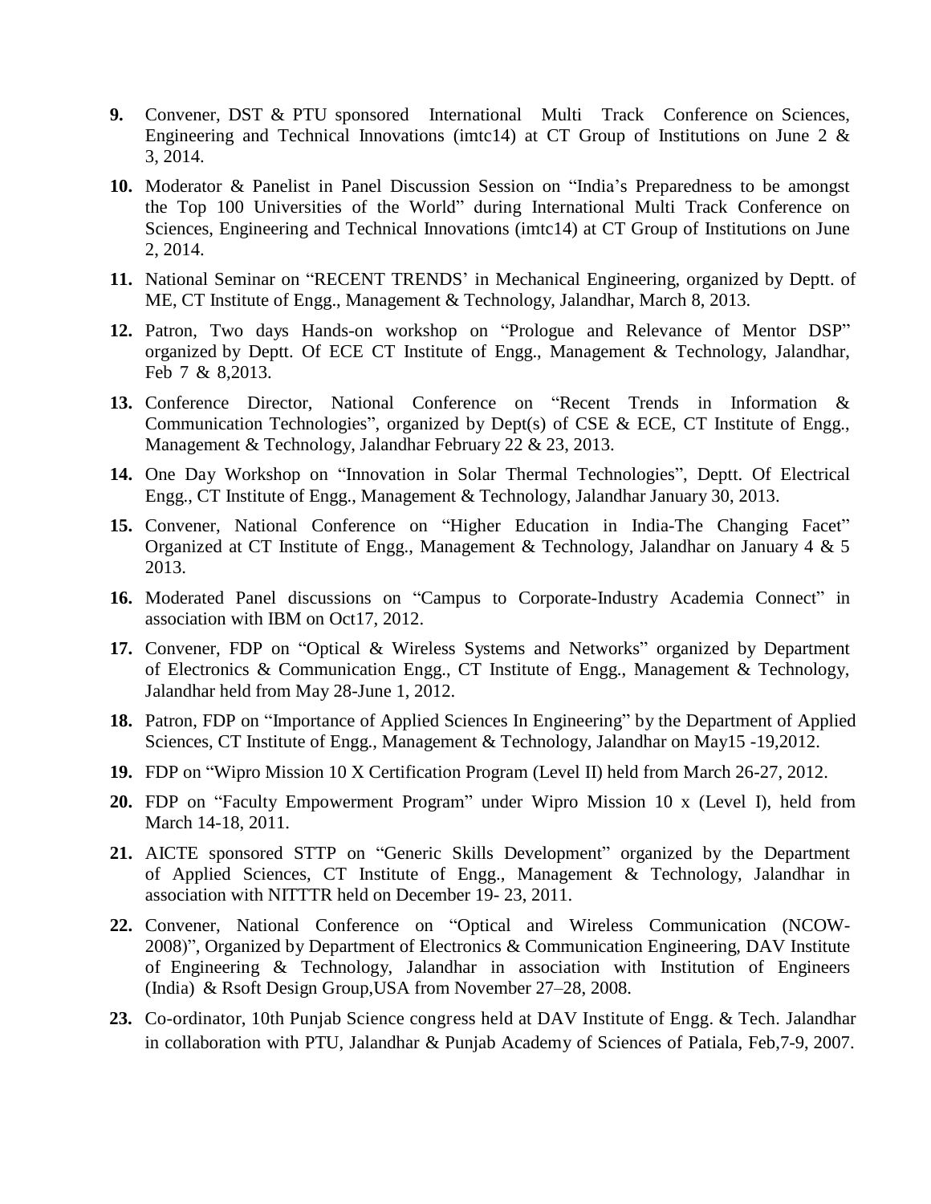9. Convener, DST & PTU sponsored International Multi Track Conference on Sciences, Engineering and Technical Innovations (imtc14) at CT Group of Institutions on June 2 & 3, 2014.
10. Moderator & Panelist in Panel Discussion Session on "India's Preparedness to be amongst the Top 100 Universities of the World" during International Multi Track Conference on Sciences, Engineering and Technical Innovations (imtc14) at CT Group of Institutions on June 2, 2014.
11. National Seminar on "RECENT TRENDS' in Mechanical Engineering, organized by Deptt. of ME, CT Institute of Engg., Management & Technology, Jalandhar, March 8, 2013.
12. Patron, Two days Hands-on workshop on "Prologue and Relevance of Mentor DSP" organized by Deptt. Of ECE CT Institute of Engg., Management & Technology, Jalandhar, Feb 7 & 8,2013.
13. Conference Director, National Conference on "Recent Trends in Information & Communication Technologies", organized by Dept(s) of CSE & ECE, CT Institute of Engg., Management & Technology, Jalandhar February 22 & 23, 2013.
14. One Day Workshop on "Innovation in Solar Thermal Technologies", Deptt. Of Electrical Engg., CT Institute of Engg., Management & Technology, Jalandhar January 30, 2013.
15. Convener, National Conference on "Higher Education in India-The Changing Facet" Organized at CT Institute of Engg., Management & Technology, Jalandhar on January 4 & 5 2013.
16. Moderated Panel discussions on "Campus to Corporate-Industry Academia Connect" in association with IBM on Oct17, 2012.
17. Convener, FDP on "Optical & Wireless Systems and Networks" organized by Department of Electronics & Communication Engg., CT Institute of Engg., Management & Technology, Jalandhar held from May 28-June 1, 2012.
18. Patron, FDP on "Importance of Applied Sciences In Engineering" by the Department of Applied Sciences, CT Institute of Engg., Management & Technology, Jalandhar on May15 -19,2012.
19. FDP on "Wipro Mission 10 X Certification Program (Level II) held from March 26-27, 2012.
20. FDP on "Faculty Empowerment Program" under Wipro Mission 10 x (Level I), held from March 14-18, 2011.
21. AICTE sponsored STTP on "Generic Skills Development" organized by the Department of Applied Sciences, CT Institute of Engg., Management & Technology, Jalandhar in association with NITTTR held on December 19- 23, 2011.
22. Convener, National Conference on "Optical and Wireless Communication (NCOW-2008)", Organized by Department of Electronics & Communication Engineering, DAV Institute of Engineering & Technology, Jalandhar in association with Institution of Engineers (India) & Rsoft Design Group,USA from November 27–28, 2008.
23. Co-ordinator, 10th Punjab Science congress held at DAV Institute of Engg. & Tech. Jalandhar in collaboration with PTU, Jalandhar & Punjab Academy of Sciences of Patiala, Feb,7-9, 2007.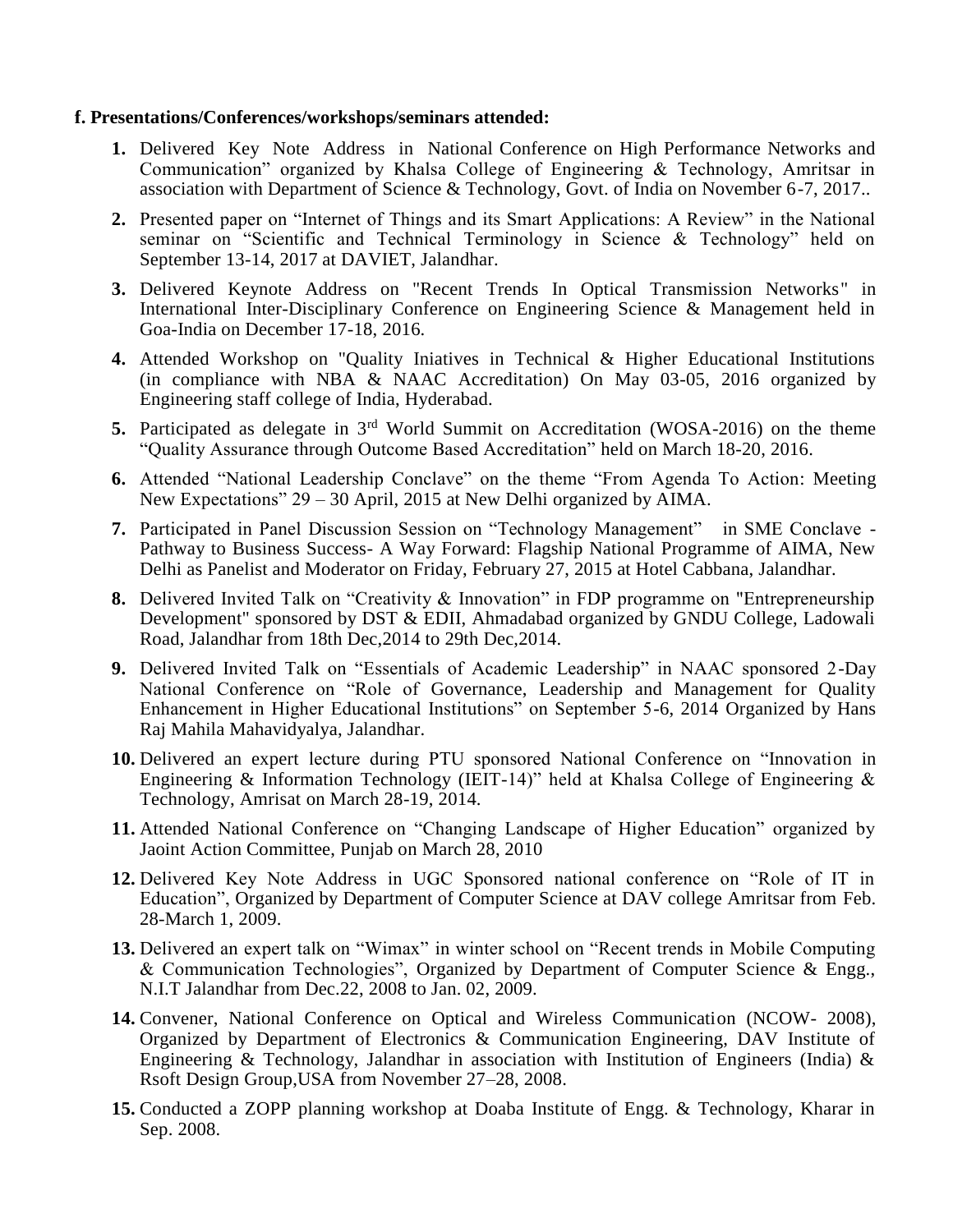**f. Presentations/Conferences/workshops/seminars attended:**

1. Delivered Key Note Address in National Conference on High Performance Networks and Communication" organized by Khalsa College of Engineering & Technology, Amritsar in association with Department of Science & Technology, Govt. of India on November 6-7, 2017..
2. Presented paper on "Internet of Things and its Smart Applications: A Review" in the National seminar on "Scientific and Technical Terminology in Science & Technology" held on September 13-14, 2017 at DAVIET, Jalandhar.
3. Delivered Keynote Address on "Recent Trends In Optical Transmission Networks" in International Inter-Disciplinary Conference on Engineering Science & Management held in Goa-India on December 17-18, 2016.
4. Attended Workshop on "Quality Iniatives in Technical & Higher Educational Institutions (in compliance with NBA & NAAC Accreditation) On May 03-05, 2016 organized by Engineering staff college of India, Hyderabad.
5. Participated as delegate in 3rd World Summit on Accreditation (WOSA-2016) on the theme "Quality Assurance through Outcome Based Accreditation" held on March 18-20, 2016.
6. Attended "National Leadership Conclave" on the theme "From Agenda To Action: Meeting New Expectations" 29 – 30 April, 2015 at New Delhi organized by AIMA.
7. Participated in Panel Discussion Session on "Technology Management" in SME Conclave - Pathway to Business Success- A Way Forward: Flagship National Programme of AIMA, New Delhi as Panelist and Moderator on Friday, February 27, 2015 at Hotel Cabbana, Jalandhar.
8. Delivered Invited Talk on "Creativity & Innovation" in FDP programme on "Entrepreneurship Development" sponsored by DST & EDII, Ahmadabad organized by GNDU College, Ladowali Road, Jalandhar from 18th Dec,2014 to 29th Dec,2014.
9. Delivered Invited Talk on "Essentials of Academic Leadership" in NAAC sponsored 2-Day National Conference on "Role of Governance, Leadership and Management for Quality Enhancement in Higher Educational Institutions" on September 5-6, 2014 Organized by Hans Raj Mahila Mahavidyalya, Jalandhar.
10. Delivered an expert lecture during PTU sponsored National Conference on "Innovation in Engineering & Information Technology (IEIT-14)" held at Khalsa College of Engineering & Technology, Amrisat on March 28-19, 2014.
11. Attended National Conference on "Changing Landscape of Higher Education" organized by Jaoint Action Committee, Punjab on March 28, 2010
12. Delivered Key Note Address in UGC Sponsored national conference on "Role of IT in Education", Organized by Department of Computer Science at DAV college Amritsar from Feb. 28-March 1, 2009.
13. Delivered an expert talk on "Wimax" in winter school on "Recent trends in Mobile Computing & Communication Technologies", Organized by Department of Computer Science & Engg., N.I.T Jalandhar from Dec.22, 2008 to Jan. 02, 2009.
14. Convener, National Conference on Optical and Wireless Communication (NCOW- 2008), Organized by Department of Electronics & Communication Engineering, DAV Institute of Engineering & Technology, Jalandhar in association with Institution of Engineers (India) & Rsoft Design Group,USA from November 27–28, 2008.
15. Conducted a ZOPP planning workshop at Doaba Institute of Engg. & Technology, Kharar in Sep. 2008.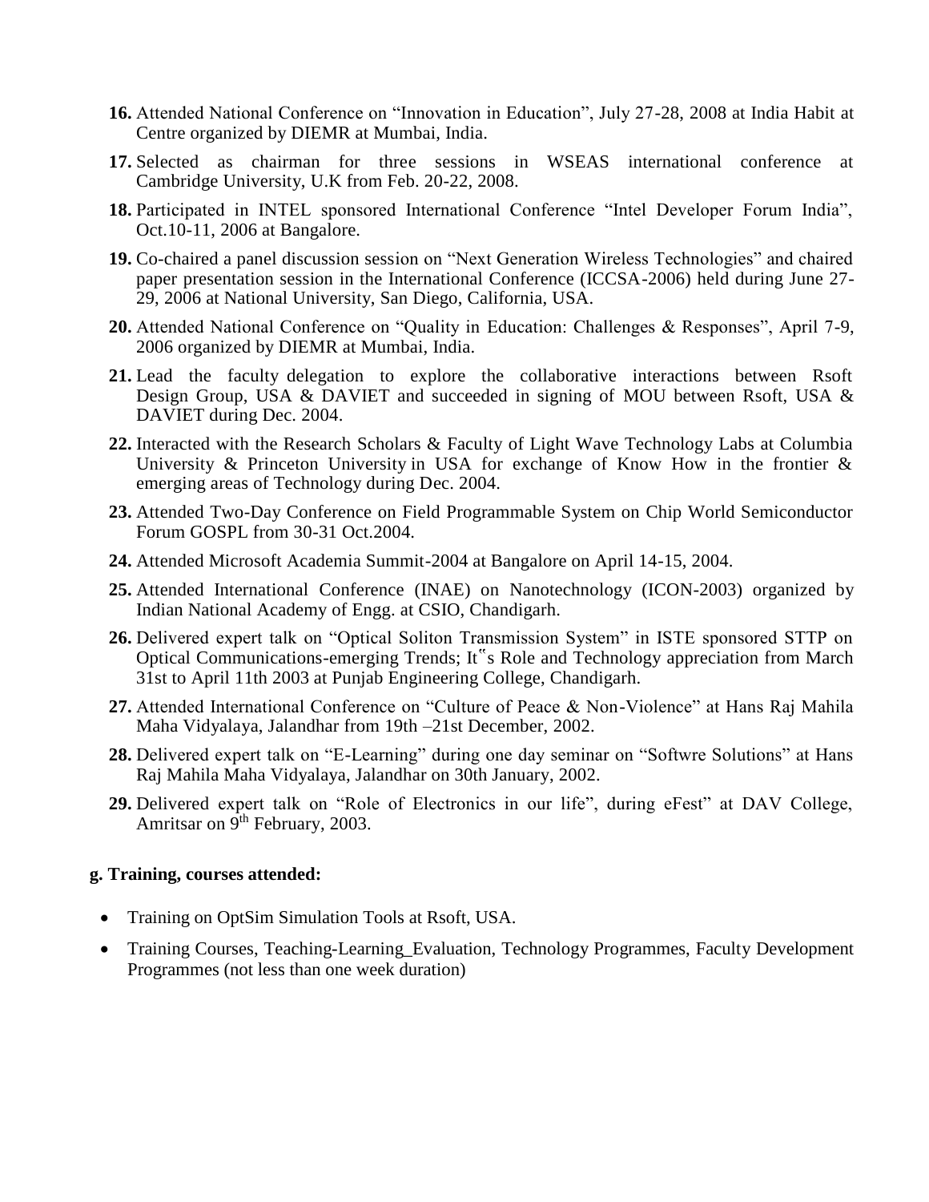16. Attended National Conference on "Innovation in Education", July 27-28, 2008 at India Habit at Centre organized by DIEMR at Mumbai, India.
17. Selected as chairman for three sessions in WSEAS international conference at Cambridge University, U.K from Feb. 20-22, 2008.
18. Participated in INTEL sponsored International Conference "Intel Developer Forum India", Oct.10-11, 2006 at Bangalore.
19. Co-chaired a panel discussion session on "Next Generation Wireless Technologies" and chaired paper presentation session in the International Conference (ICCSA-2006) held during June 27-29, 2006 at National University, San Diego, California, USA.
20. Attended National Conference on "Quality in Education: Challenges & Responses", April 7-9, 2006 organized by DIEMR at Mumbai, India.
21. Lead the faculty delegation to explore the collaborative interactions between Rsoft Design Group, USA & DAVIET and succeeded in signing of MOU between Rsoft, USA & DAVIET during Dec. 2004.
22. Interacted with the Research Scholars & Faculty of Light Wave Technology Labs at Columbia University & Princeton University in USA for exchange of Know How in the frontier & emerging areas of Technology during Dec. 2004.
23. Attended Two-Day Conference on Field Programmable System on Chip World Semiconductor Forum GOSPL from 30-31 Oct.2004.
24. Attended Microsoft Academia Summit-2004 at Bangalore on April 14-15, 2004.
25. Attended International Conference (INAE) on Nanotechnology (ICON-2003) organized by Indian National Academy of Engg. at CSIO, Chandigarh.
26. Delivered expert talk on "Optical Soliton Transmission System" in ISTE sponsored STTP on Optical Communications-emerging Trends; It‟s Role and Technology appreciation from March 31st to April 11th 2003 at Punjab Engineering College, Chandigarh.
27. Attended International Conference on "Culture of Peace & Non-Violence" at Hans Raj Mahila Maha Vidyalaya, Jalandhar from 19th –21st December, 2002.
28. Delivered expert talk on "E-Learning" during one day seminar on "Softwre Solutions" at Hans Raj Mahila Maha Vidyalaya, Jalandhar on 30th January, 2002.
29. Delivered expert talk on "Role of Electronics in our life", during eFest" at DAV College, Amritsar on 9th February, 2003.

**g. Training, courses attended:**

- Training on OptSim Simulation Tools at Rsoft, USA.
- Training Courses, Teaching-Learning_Evaluation, Technology Programmes, Faculty Development Programmes (not less than one week duration)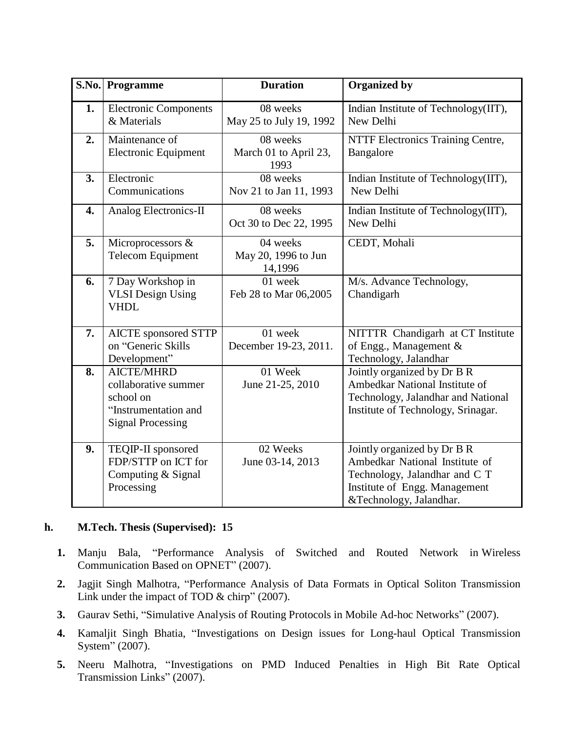| S.No. | Programme | Duration | Organized by |
|---|---|---|---|
| 1. | Electronic Components & Materials | 08 weeks May 25 to July 19, 1992 | Indian Institute of Technology(IIT), New Delhi |
| 2. | Maintenance of Electronic Equipment | 08 weeks March 01 to April 23, 1993 | NTTF Electronics Training Centre, Bangalore |
| 3. | Electronic Communications | 08 weeks Nov 21 to Jan 11, 1993 | Indian Institute of Technology(IIT), New Delhi |
| 4. | Analog Electronics-II | 08 weeks Oct 30 to Dec 22, 1995 | Indian Institute of Technology(IIT), New Delhi |
| 5. | Microprocessors & Telecom Equipment | 04 weeks May 20, 1996 to Jun 14,1996 | CEDT, Mohali |
| 6. | 7 Day Workshop in VLSI Design Using VHDL | 01 week Feb 28 to Mar 06,2005 | M/s. Advance Technology, Chandigarh |
| 7. | AICTE sponsored STTP on "Generic Skills Development" | 01 week December 19-23, 2011. | NITTTR Chandigarh at CT Institute of Engg., Management & Technology, Jalandhar |
| 8. | AICTE/MHRD collaborative summer school on "Instrumentation and Signal Processing | 01 Week June 21-25, 2010 | Jointly organized by Dr B R Ambedkar National Institute of Technology, Jalandhar and National Institute of Technology, Srinagar. |
| 9. | TEQIP-II sponsored FDP/STTP on ICT for Computing & Signal Processing | 02 Weeks June 03-14, 2013 | Jointly organized by Dr B R Ambedkar National Institute of Technology, Jalandhar and C T Institute of Engg. Management &Technology, Jalandhar. |

**h. M.Tech. Thesis (Supervised): 15**

1. Manju Bala, "Performance Analysis of Switched and Routed Network in Wireless Communication Based on OPNET" (2007).
2. Jagjit Singh Malhotra, "Performance Analysis of Data Formats in Optical Soliton Transmission Link under the impact of TOD & chirp" (2007).
3. Gaurav Sethi, "Simulative Analysis of Routing Protocols in Mobile Ad-hoc Networks" (2007).
4. Kamaljit Singh Bhatia, "Investigations on Design issues for Long-haul Optical Transmission System" (2007).
5. Neeru Malhotra, "Investigations on PMD Induced Penalties in High Bit Rate Optical Transmission Links" (2007).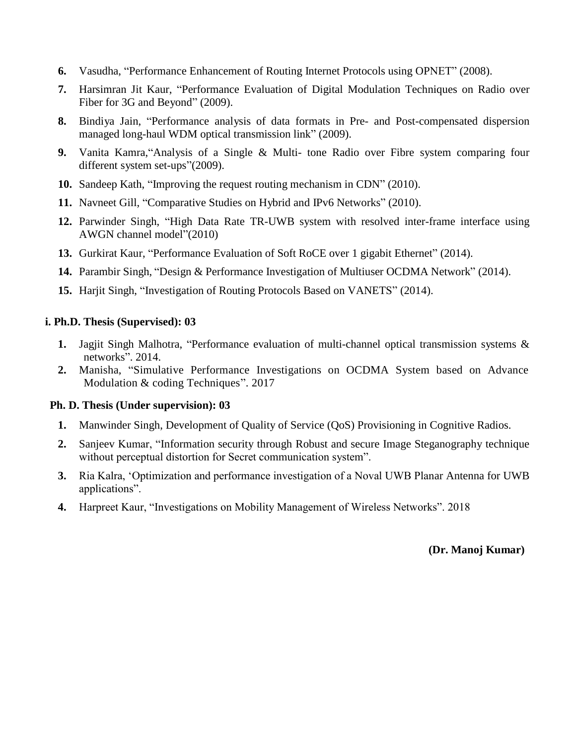6. Vasudha, "Performance Enhancement of Routing Internet Protocols using OPNET" (2008).
7. Harsimran Jit Kaur, "Performance Evaluation of Digital Modulation Techniques on Radio over Fiber for 3G and Beyond" (2009).
8. Bindiya Jain, "Performance analysis of data formats in Pre- and Post-compensated dispersion managed long-haul WDM optical transmission link" (2009).
9. Vanita Kamra,"Analysis of a Single & Multi- tone Radio over Fibre system comparing four different system set-ups"(2009).
10. Sandeep Kath, "Improving the request routing mechanism in CDN" (2010).
11. Navneet Gill, "Comparative Studies on Hybrid and IPv6 Networks" (2010).
12. Parwinder Singh, "High Data Rate TR-UWB system with resolved inter-frame interface using AWGN channel model"(2010)
13. Gurkirat Kaur, "Performance Evaluation of Soft RoCE over 1 gigabit Ethernet" (2014).
14. Parambir Singh, "Design & Performance Investigation of Multiuser OCDMA Network" (2014).
15. Harjit Singh, "Investigation of Routing Protocols Based on VANETS" (2014).

**i. Ph.D. Thesis (Supervised): 03**

1. Jagjit Singh Malhotra, "Performance evaluation of multi-channel optical transmission systems & networks". 2014.
2. Manisha, "Simulative Performance Investigations on OCDMA System based on Advance Modulation & coding Techniques". 2017

**Ph. D. Thesis (Under supervision): 03**

1. Manwinder Singh, Development of Quality of Service (QoS) Provisioning in Cognitive Radios.
2. Sanjeev Kumar, "Information security through Robust and secure Image Steganography technique without perceptual distortion for Secret communication system".
3. Ria Kalra, 'Optimization and performance investigation of a Noval UWB Planar Antenna for UWB applications".
4. Harpreet Kaur, "Investigations on Mobility Management of Wireless Networks". 2018

**(Dr. Manoj Kumar)**